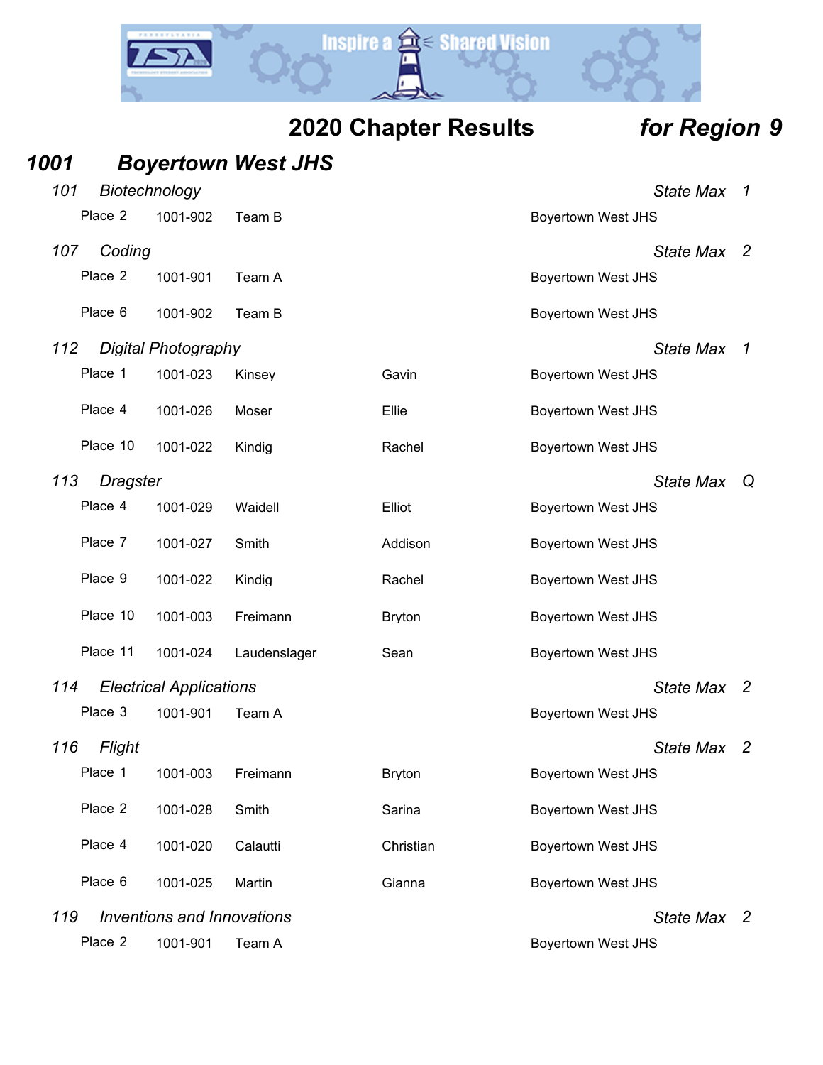# 2020 Chapter Results *for Region 9*

## *1001 Boyertown West JHS*

### *101 Biotechnology* — *State Max 1*

| Place | ID | Last Name | First Name | School |
|---|---|---|---|---|
| Place 2 | 1001-902 | Team B | | Boyertown West JHS |

### *107 Coding* — *State Max 2*

| Place | ID | Last Name | First Name | School |
|---|---|---|---|---|
| Place 2 | 1001-901 | Team A | | Boyertown West JHS |
| Place 6 | 1001-902 | Team B | | Boyertown West JHS |

### *112 Digital Photography* — *State Max 1*

| Place | ID | Last Name | First Name | School |
|---|---|---|---|---|
| Place 1 | 1001-023 | Kinsey | Gavin | Boyertown West JHS |
| Place 4 | 1001-026 | Moser | Ellie | Boyertown West JHS |
| Place 10 | 1001-022 | Kindig | Rachel | Boyertown West JHS |

### *113 Dragster* — *State Max Q*

| Place | ID | Last Name | First Name | School |
|---|---|---|---|---|
| Place 4 | 1001-029 | Waidell | Elliot | Boyertown West JHS |
| Place 7 | 1001-027 | Smith | Addison | Boyertown West JHS |
| Place 9 | 1001-022 | Kindig | Rachel | Boyertown West JHS |
| Place 10 | 1001-003 | Freimann | Bryton | Boyertown West JHS |
| Place 11 | 1001-024 | Laudenslager | Sean | Boyertown West JHS |

### *114 Electrical Applications* — *State Max 2*

| Place | ID | Last Name | First Name | School |
|---|---|---|---|---|
| Place 3 | 1001-901 | Team A | | Boyertown West JHS |

### *116 Flight* — *State Max 2*

| Place | ID | Last Name | First Name | School |
|---|---|---|---|---|
| Place 1 | 1001-003 | Freimann | Bryton | Boyertown West JHS |
| Place 2 | 1001-028 | Smith | Sarina | Boyertown West JHS |
| Place 4 | 1001-020 | Calautti | Christian | Boyertown West JHS |
| Place 6 | 1001-025 | Martin | Gianna | Boyertown West JHS |

### *119 Inventions and Innovations* — *State Max 2*

| Place | ID | Last Name | First Name | School |
|---|---|---|---|---|
| Place 2 | 1001-901 | Team A | | Boyertown West JHS |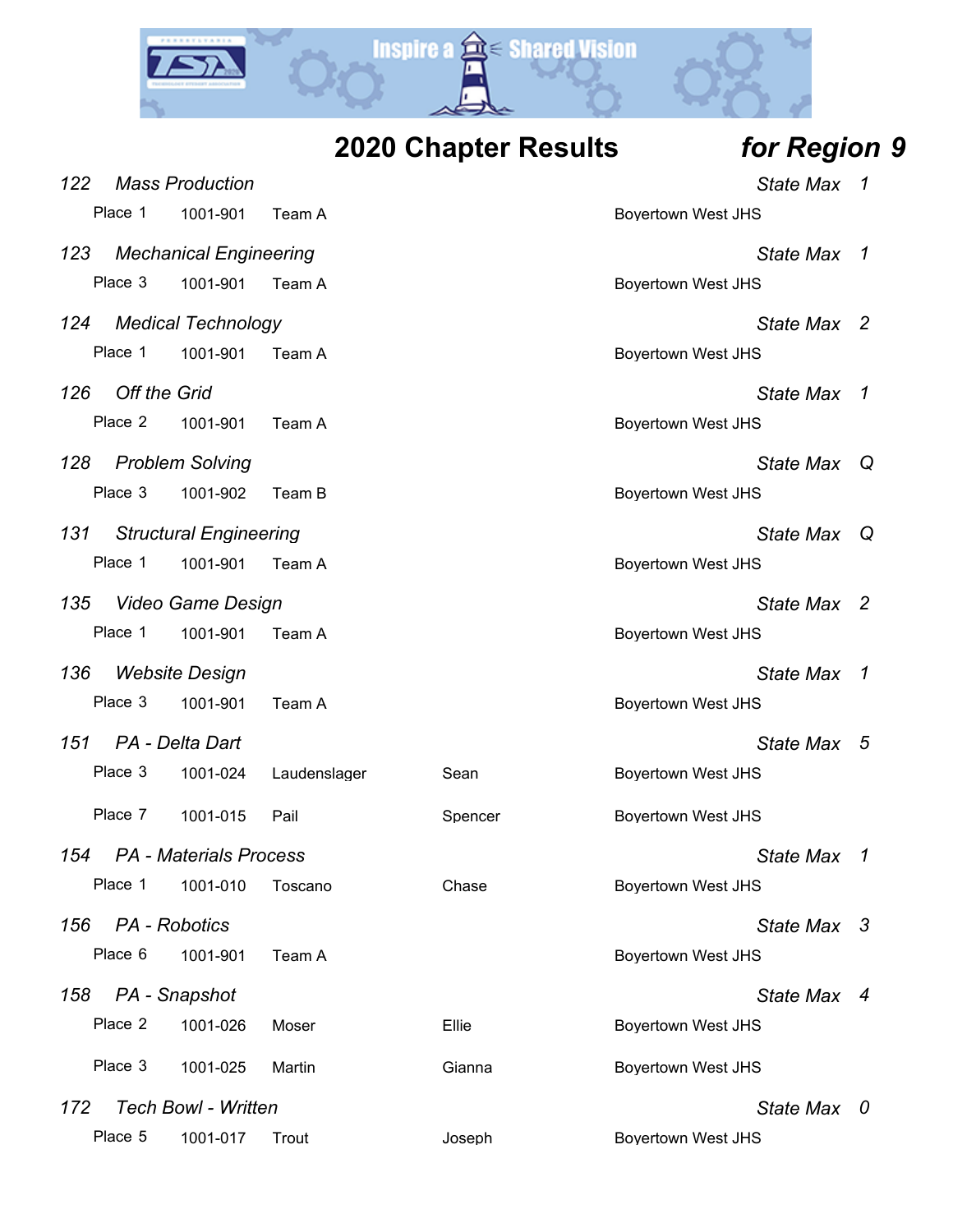# 2020 Chapter Results *for Region 9*

*122 Mass Production* — *State Max 1*

| Place | ID | Name | First | School |
|---|---|---|---|---|
| Place 1 | 1001-901 | Team A | | Boyertown West JHS |

*123 Mechanical Engineering* — *State Max 1*

| Place | ID | Name | First | School |
|---|---|---|---|---|
| Place 3 | 1001-901 | Team A | | Boyertown West JHS |

*124 Medical Technology* — *State Max 2*

| Place | ID | Name | First | School |
|---|---|---|---|---|
| Place 1 | 1001-901 | Team A | | Boyertown West JHS |

*126 Off the Grid* — *State Max 1*

| Place | ID | Name | First | School |
|---|---|---|---|---|
| Place 2 | 1001-901 | Team A | | Boyertown West JHS |

*128 Problem Solving* — *State Max Q*

| Place | ID | Name | First | School |
|---|---|---|---|---|
| Place 3 | 1001-902 | Team B | | Boyertown West JHS |

*131 Structural Engineering* — *State Max Q*

| Place | ID | Name | First | School |
|---|---|---|---|---|
| Place 1 | 1001-901 | Team A | | Boyertown West JHS |

*135 Video Game Design* — *State Max 2*

| Place | ID | Name | First | School |
|---|---|---|---|---|
| Place 1 | 1001-901 | Team A | | Boyertown West JHS |

*136 Website Design* — *State Max 1*

| Place | ID | Name | First | School |
|---|---|---|---|---|
| Place 3 | 1001-901 | Team A | | Boyertown West JHS |

*151 PA - Delta Dart* — *State Max 5*

| Place | ID | Name | First | School |
|---|---|---|---|---|
| Place 3 | 1001-024 | Laudenslager | Sean | Boyertown West JHS |
| Place 7 | 1001-015 | Pail | Spencer | Boyertown West JHS |

*154 PA - Materials Process* — *State Max 1*

| Place | ID | Name | First | School |
|---|---|---|---|---|
| Place 1 | 1001-010 | Toscano | Chase | Boyertown West JHS |

*156 PA - Robotics* — *State Max 3*

| Place | ID | Name | First | School |
|---|---|---|---|---|
| Place 6 | 1001-901 | Team A | | Boyertown West JHS |

*158 PA - Snapshot* — *State Max 4*

| Place | ID | Name | First | School |
|---|---|---|---|---|
| Place 2 | 1001-026 | Moser | Ellie | Boyertown West JHS |
| Place 3 | 1001-025 | Martin | Gianna | Boyertown West JHS |

*172 Tech Bowl - Written* — *State Max 0*

| Place | ID | Name | First | School |
|---|---|---|---|---|
| Place 5 | 1001-017 | Trout | Joseph | Boyertown West JHS |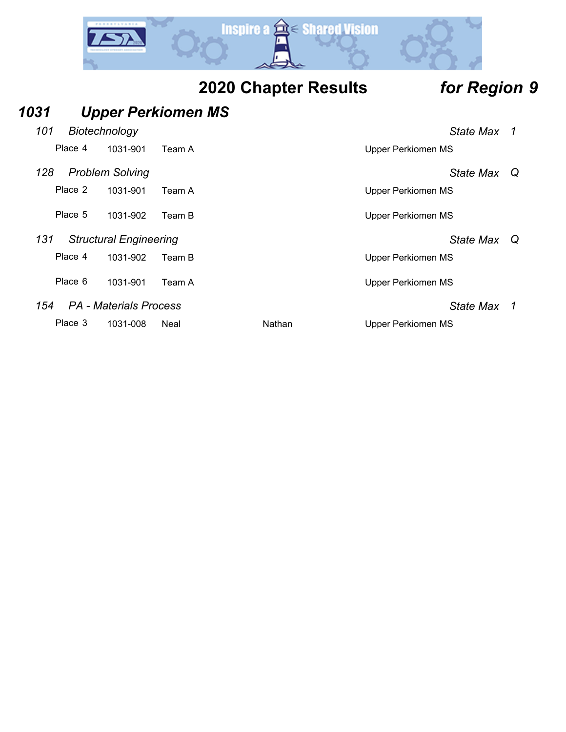# 2020 Chapter Results *for Region 9*

## *1031 Upper Perkiomen MS*

### *101 Biotechnology* — *State Max 1*

| Place | ID | Name | | Chapter |
|---|---|---|---|---|
| Place 4 | 1031-901 | Team A | | Upper Perkiomen MS |

### *128 Problem Solving* — *State Max Q*

| Place | ID | Name | | Chapter |
|---|---|---|---|---|
| Place 2 | 1031-901 | Team A | | Upper Perkiomen MS |
| Place 5 | 1031-902 | Team B | | Upper Perkiomen MS |

### *131 Structural Engineering* — *State Max Q*

| Place | ID | Name | | Chapter |
|---|---|---|---|---|
| Place 4 | 1031-902 | Team B | | Upper Perkiomen MS |
| Place 6 | 1031-901 | Team A | | Upper Perkiomen MS |

### *154 PA - Materials Process* — *State Max 1*

| Place | ID | Name | | Chapter |
|---|---|---|---|---|
| Place 3 | 1031-008 | Neal | Nathan | Upper Perkiomen MS |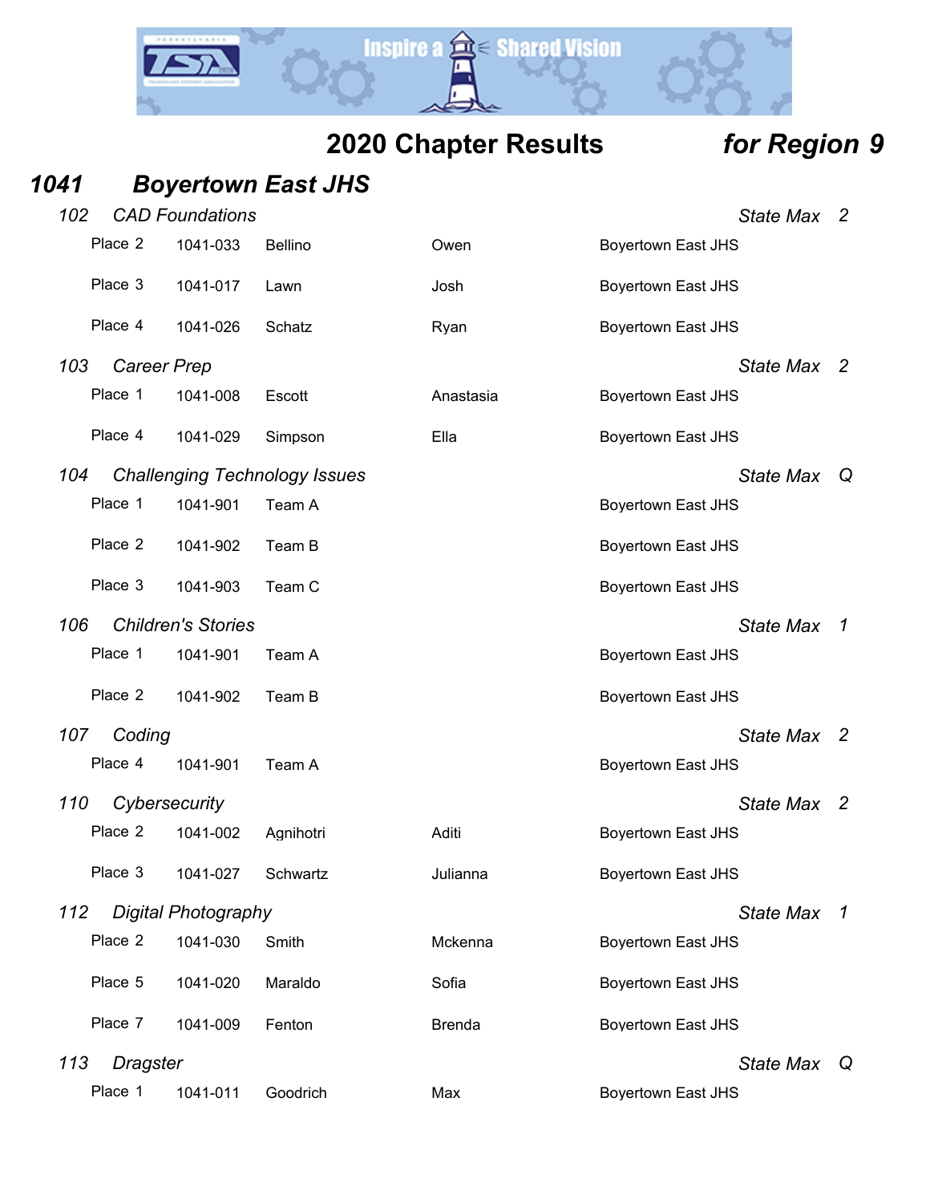## 2020 Chapter Results *for Region 9*

### *1041 Boyertown East JHS*

*102 CAD Foundations* — *State Max 2*

| Place | ID | Last Name | First Name | School |
|---|---|---|---|---|
| Place 2 | 1041-033 | Bellino | Owen | Boyertown East JHS |
| Place 3 | 1041-017 | Lawn | Josh | Boyertown East JHS |
| Place 4 | 1041-026 | Schatz | Ryan | Boyertown East JHS |

*103 Career Prep* — *State Max 2*

| Place | ID | Last Name | First Name | School |
|---|---|---|---|---|
| Place 1 | 1041-008 | Escott | Anastasia | Boyertown East JHS |
| Place 4 | 1041-029 | Simpson | Ella | Boyertown East JHS |

*104 Challenging Technology Issues* — *State Max Q*

| Place | ID | Team | | School |
|---|---|---|---|---|
| Place 1 | 1041-901 | Team A | | Boyertown East JHS |
| Place 2 | 1041-902 | Team B | | Boyertown East JHS |
| Place 3 | 1041-903 | Team C | | Boyertown East JHS |

*106 Children's Stories* — *State Max 1*

| Place | ID | Team | | School |
|---|---|---|---|---|
| Place 1 | 1041-901 | Team A | | Boyertown East JHS |
| Place 2 | 1041-902 | Team B | | Boyertown East JHS |

*107 Coding* — *State Max 2*

| Place | ID | Team | | School |
|---|---|---|---|---|
| Place 4 | 1041-901 | Team A | | Boyertown East JHS |

*110 Cybersecurity* — *State Max 2*

| Place | ID | Last Name | First Name | School |
|---|---|---|---|---|
| Place 2 | 1041-002 | Agnihotri | Aditi | Boyertown East JHS |
| Place 3 | 1041-027 | Schwartz | Julianna | Boyertown East JHS |

*112 Digital Photography* — *State Max 1*

| Place | ID | Last Name | First Name | School |
|---|---|---|---|---|
| Place 2 | 1041-030 | Smith | Mckenna | Boyertown East JHS |
| Place 5 | 1041-020 | Maraldo | Sofia | Boyertown East JHS |
| Place 7 | 1041-009 | Fenton | Brenda | Boyertown East JHS |

*113 Dragster* — *State Max Q*

| Place | ID | Last Name | First Name | School |
|---|---|---|---|---|
| Place 1 | 1041-011 | Goodrich | Max | Boyertown East JHS |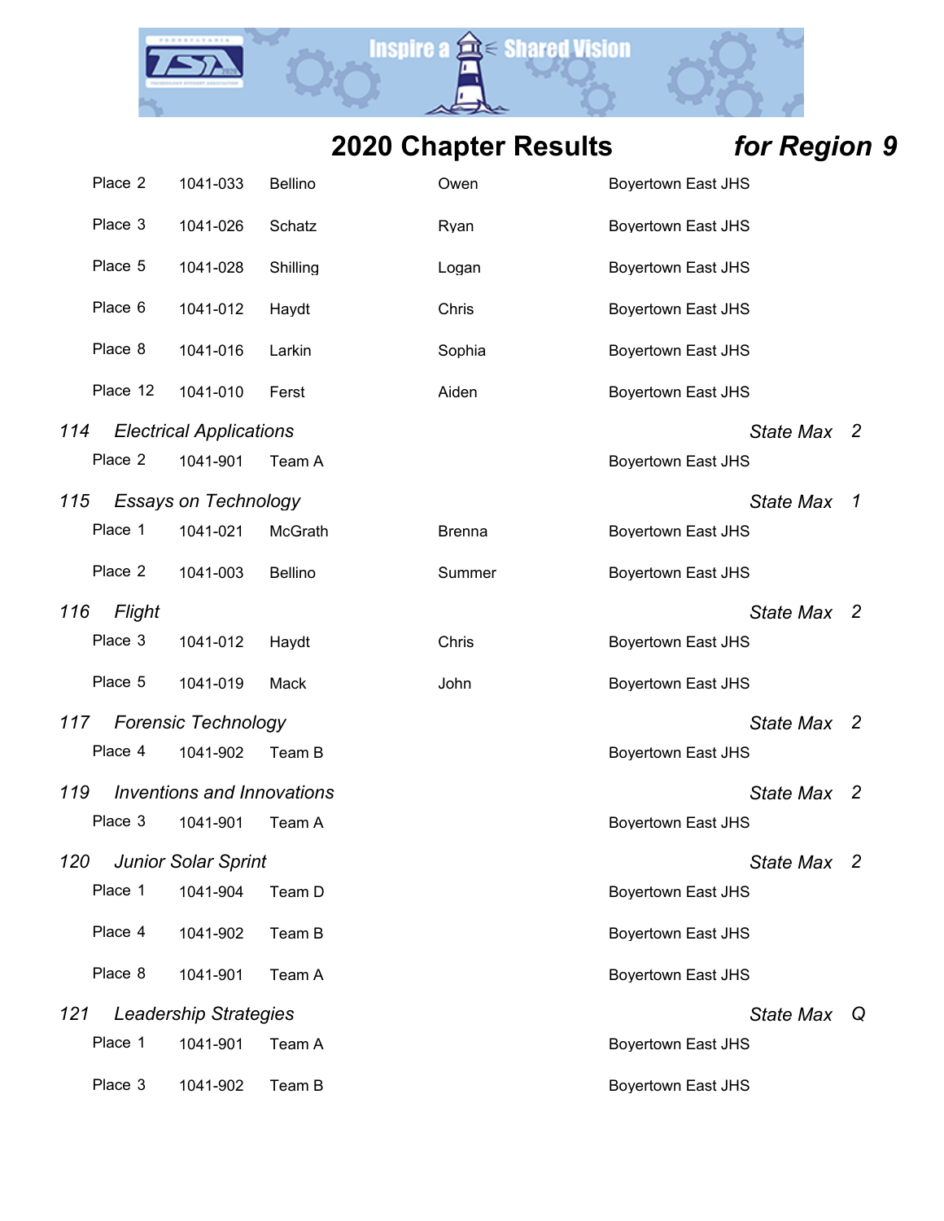# 2020 Chapter Results *for Region 9*

| Place | ID | Last Name | First Name | School |
|---|---|---|---|---|
| Place 2 | 1041-033 | Bellino | Owen | Boyertown East JHS |
| Place 3 | 1041-026 | Schatz | Ryan | Boyertown East JHS |
| Place 5 | 1041-028 | Shilling | Logan | Boyertown East JHS |
| Place 6 | 1041-012 | Haydt | Chris | Boyertown East JHS |
| Place 8 | 1041-016 | Larkin | Sophia | Boyertown East JHS |
| Place 12 | 1041-010 | Ferst | Aiden | Boyertown East JHS |

### *114 Electrical Applications* — *State Max 2*

| Place | ID | Team | | School |
|---|---|---|---|---|
| Place 2 | 1041-901 | Team A | | Boyertown East JHS |

### *115 Essays on Technology* — *State Max 1*

| Place | ID | Last Name | First Name | School |
|---|---|---|---|---|
| Place 1 | 1041-021 | McGrath | Brenna | Boyertown East JHS |
| Place 2 | 1041-003 | Bellino | Summer | Boyertown East JHS |

### *116 Flight* — *State Max 2*

| Place | ID | Last Name | First Name | School |
|---|---|---|---|---|
| Place 3 | 1041-012 | Haydt | Chris | Boyertown East JHS |
| Place 5 | 1041-019 | Mack | John | Boyertown East JHS |

### *117 Forensic Technology* — *State Max 2*

| Place | ID | Team | | School |
|---|---|---|---|---|
| Place 4 | 1041-902 | Team B | | Boyertown East JHS |

### *119 Inventions and Innovations* — *State Max 2*

| Place | ID | Team | | School |
|---|---|---|---|---|
| Place 3 | 1041-901 | Team A | | Boyertown East JHS |

### *120 Junior Solar Sprint* — *State Max 2*

| Place | ID | Team | | School |
|---|---|---|---|---|
| Place 1 | 1041-904 | Team D | | Boyertown East JHS |
| Place 4 | 1041-902 | Team B | | Boyertown East JHS |
| Place 8 | 1041-901 | Team A | | Boyertown East JHS |

### *121 Leadership Strategies* — *State Max Q*

| Place | ID | Team | | School |
|---|---|---|---|---|
| Place 1 | 1041-901 | Team A | | Boyertown East JHS |
| Place 3 | 1041-902 | Team B | | Boyertown East JHS |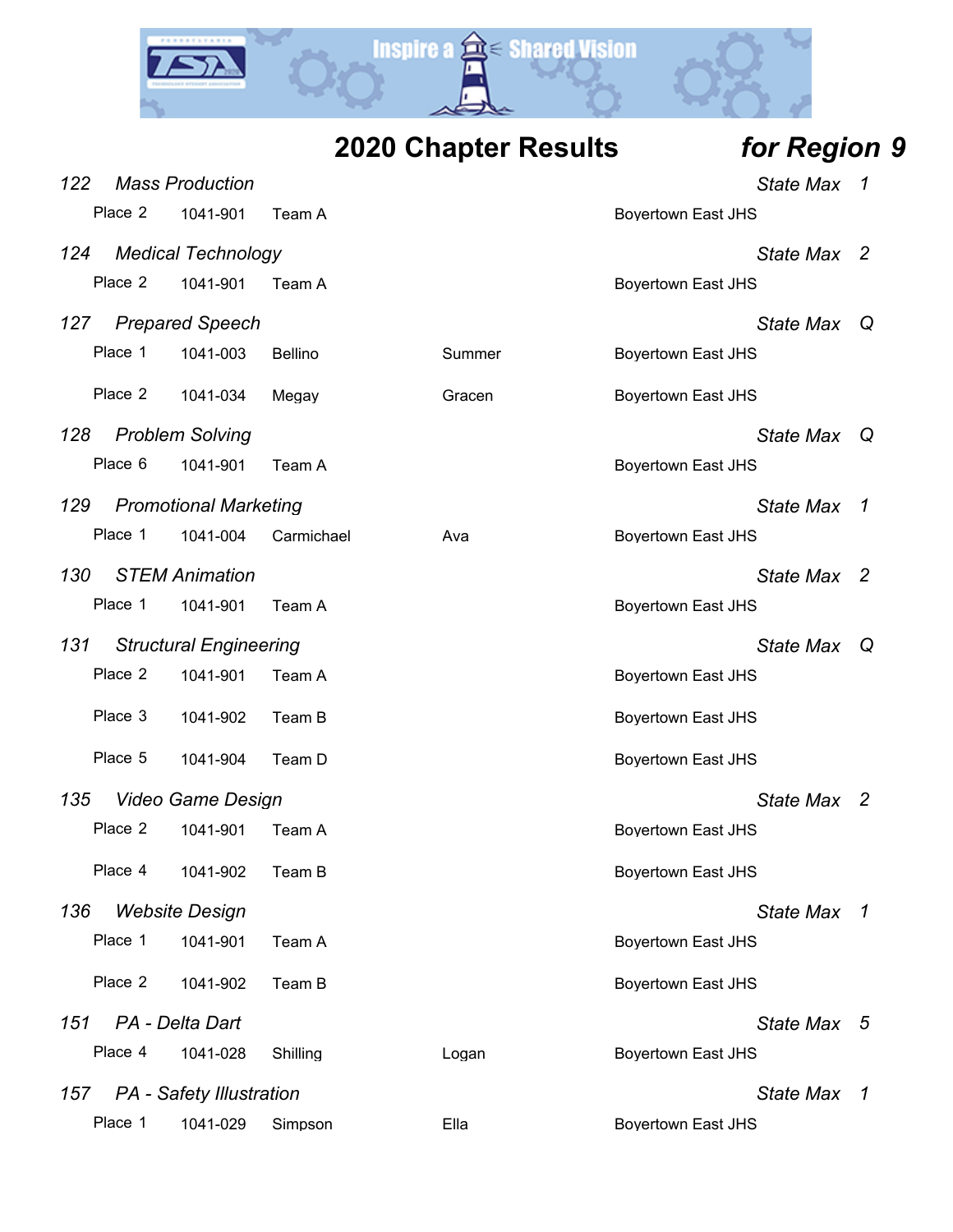## 2020 Chapter Results *for Region 9*

*122 Mass Production* — *State Max 1*

| Place | ID | Name | First | School |
|---|---|---|---|---|
| Place 2 | 1041-901 | Team A | | Boyertown East JHS |

*124 Medical Technology* — *State Max 2*

| Place | ID | Name | First | School |
|---|---|---|---|---|
| Place 2 | 1041-901 | Team A | | Boyertown East JHS |

*127 Prepared Speech* — *State Max Q*

| Place | ID | Name | First | School |
|---|---|---|---|---|
| Place 1 | 1041-003 | Bellino | Summer | Boyertown East JHS |
| Place 2 | 1041-034 | Megay | Gracen | Boyertown East JHS |

*128 Problem Solving* — *State Max Q*

| Place | ID | Name | First | School |
|---|---|---|---|---|
| Place 6 | 1041-901 | Team A | | Boyertown East JHS |

*129 Promotional Marketing* — *State Max 1*

| Place | ID | Name | First | School |
|---|---|---|---|---|
| Place 1 | 1041-004 | Carmichael | Ava | Boyertown East JHS |

*130 STEM Animation* — *State Max 2*

| Place | ID | Name | First | School |
|---|---|---|---|---|
| Place 1 | 1041-901 | Team A | | Boyertown East JHS |

*131 Structural Engineering* — *State Max Q*

| Place | ID | Name | First | School |
|---|---|---|---|---|
| Place 2 | 1041-901 | Team A | | Boyertown East JHS |
| Place 3 | 1041-902 | Team B | | Boyertown East JHS |
| Place 5 | 1041-904 | Team D | | Boyertown East JHS |

*135 Video Game Design* — *State Max 2*

| Place | ID | Name | First | School |
|---|---|---|---|---|
| Place 2 | 1041-901 | Team A | | Boyertown East JHS |
| Place 4 | 1041-902 | Team B | | Boyertown East JHS |

*136 Website Design* — *State Max 1*

| Place | ID | Name | First | School |
|---|---|---|---|---|
| Place 1 | 1041-901 | Team A | | Boyertown East JHS |
| Place 2 | 1041-902 | Team B | | Boyertown East JHS |

*151 PA - Delta Dart* — *State Max 5*

| Place | ID | Name | First | School |
|---|---|---|---|---|
| Place 4 | 1041-028 | Shilling | Logan | Boyertown East JHS |

*157 PA - Safety Illustration* — *State Max 1*

| Place | ID | Name | First | School |
|---|---|---|---|---|
| Place 1 | 1041-029 | Simpson | Ella | Boyertown East JHS |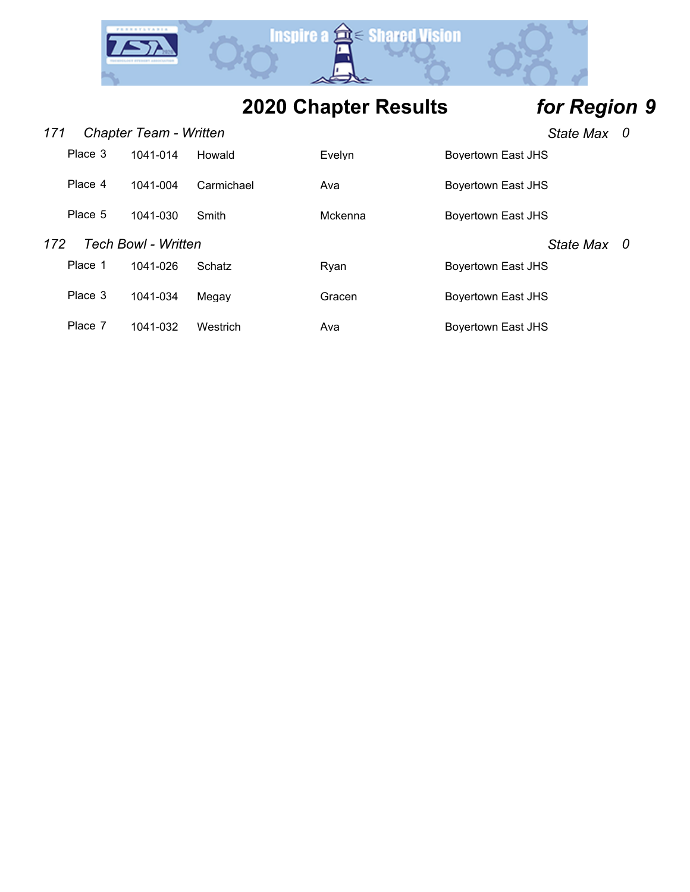# 2020 Chapter Results *for Region 9*

### *171 Chapter Team - Written* — *State Max 0*

| Place | ID | Last Name | First Name | School |
|---|---|---|---|---|
| Place 3 | 1041-014 | Howald | Evelyn | Boyertown East JHS |
| Place 4 | 1041-004 | Carmichael | Ava | Boyertown East JHS |
| Place 5 | 1041-030 | Smith | Mckenna | Boyertown East JHS |

### *172 Tech Bowl - Written* — *State Max 0*

| Place | ID | Last Name | First Name | School |
|---|---|---|---|---|
| Place 1 | 1041-026 | Schatz | Ryan | Boyertown East JHS |
| Place 3 | 1041-034 | Megay | Gracen | Boyertown East JHS |
| Place 7 | 1041-032 | Westrich | Ava | Boyertown East JHS |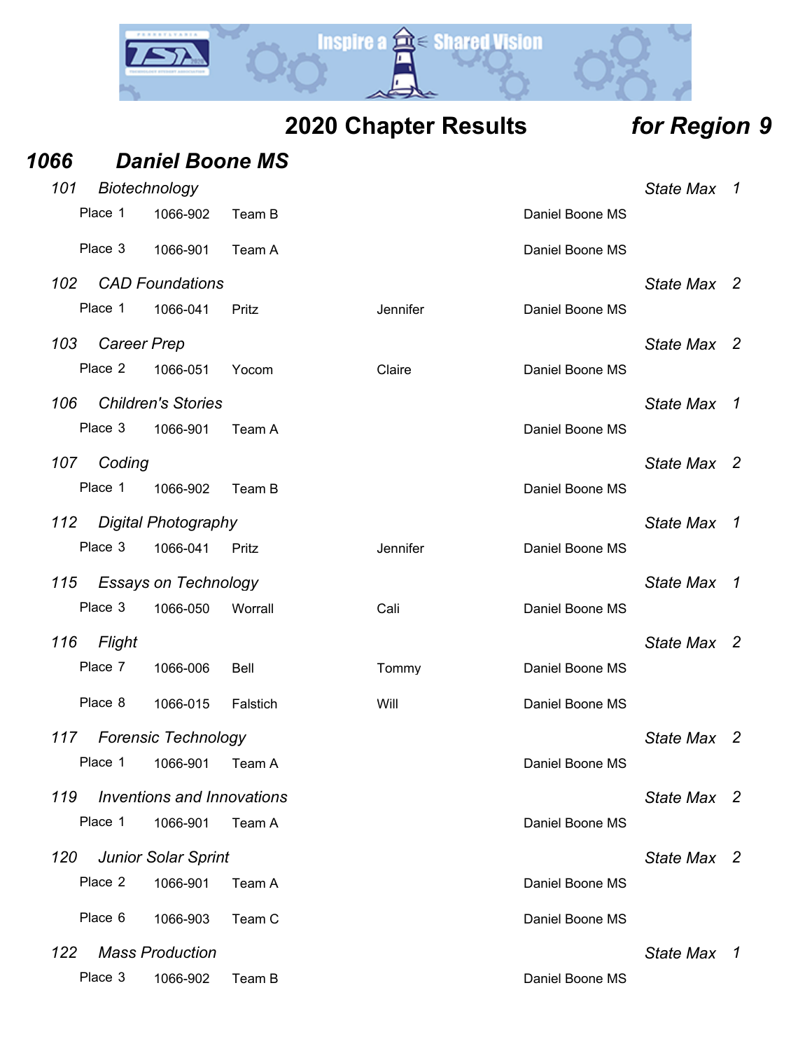# 2020 Chapter Results *for Region 9*

## *1066 Daniel Boone MS*

### *101 Biotechnology* — *State Max 1*

| Place | ID | Name | First | School |
|---|---|---|---|---|
| Place 1 | 1066-902 | Team B | | Daniel Boone MS |
| Place 3 | 1066-901 | Team A | | Daniel Boone MS |

### *102 CAD Foundations* — *State Max 2*

| Place | ID | Name | First | School |
|---|---|---|---|---|
| Place 1 | 1066-041 | Pritz | Jennifer | Daniel Boone MS |

### *103 Career Prep* — *State Max 2*

| Place | ID | Name | First | School |
|---|---|---|---|---|
| Place 2 | 1066-051 | Yocom | Claire | Daniel Boone MS |

### *106 Children's Stories* — *State Max 1*

| Place | ID | Name | First | School |
|---|---|---|---|---|
| Place 3 | 1066-901 | Team A | | Daniel Boone MS |

### *107 Coding* — *State Max 2*

| Place | ID | Name | First | School |
|---|---|---|---|---|
| Place 1 | 1066-902 | Team B | | Daniel Boone MS |

### *112 Digital Photography* — *State Max 1*

| Place | ID | Name | First | School |
|---|---|---|---|---|
| Place 3 | 1066-041 | Pritz | Jennifer | Daniel Boone MS |

### *115 Essays on Technology* — *State Max 1*

| Place | ID | Name | First | School |
|---|---|---|---|---|
| Place 3 | 1066-050 | Worrall | Cali | Daniel Boone MS |

### *116 Flight* — *State Max 2*

| Place | ID | Name | First | School |
|---|---|---|---|---|
| Place 7 | 1066-006 | Bell | Tommy | Daniel Boone MS |
| Place 8 | 1066-015 | Falstich | Will | Daniel Boone MS |

### *117 Forensic Technology* — *State Max 2*

| Place | ID | Name | First | School |
|---|---|---|---|---|
| Place 1 | 1066-901 | Team A | | Daniel Boone MS |

### *119 Inventions and Innovations* — *State Max 2*

| Place | ID | Name | First | School |
|---|---|---|---|---|
| Place 1 | 1066-901 | Team A | | Daniel Boone MS |

### *120 Junior Solar Sprint* — *State Max 2*

| Place | ID | Name | First | School |
|---|---|---|---|---|
| Place 2 | 1066-901 | Team A | | Daniel Boone MS |
| Place 6 | 1066-903 | Team C | | Daniel Boone MS |

### *122 Mass Production* — *State Max 1*

| Place | ID | Name | First | School |
|---|---|---|---|---|
| Place 3 | 1066-902 | Team B | | Daniel Boone MS |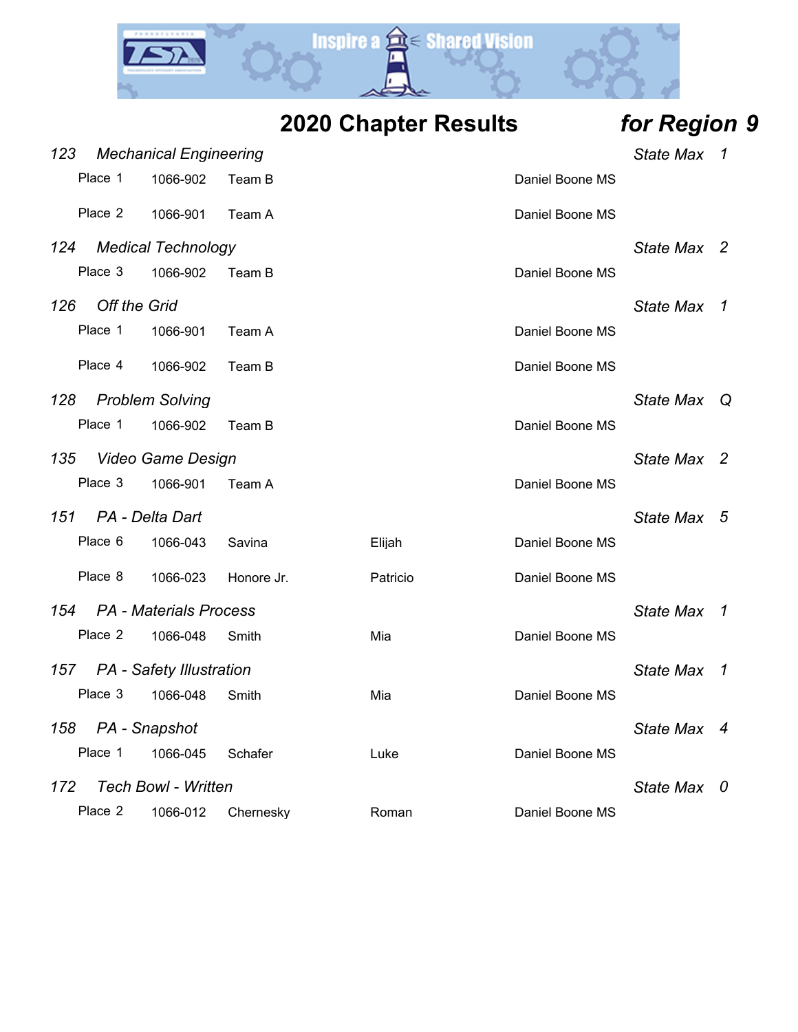## 2020 Chapter Results *for Region 9*

### *123 Mechanical Engineering* — *State Max 1*

| Place | ID | Name | First | School |
|---|---|---|---|---|
| Place 1 | 1066-902 | Team B | | Daniel Boone MS |
| Place 2 | 1066-901 | Team A | | Daniel Boone MS |

### *124 Medical Technology* — *State Max 2*

| Place | ID | Name | First | School |
|---|---|---|---|---|
| Place 3 | 1066-902 | Team B | | Daniel Boone MS |

### *126 Off the Grid* — *State Max 1*

| Place | ID | Name | First | School |
|---|---|---|---|---|
| Place 1 | 1066-901 | Team A | | Daniel Boone MS |
| Place 4 | 1066-902 | Team B | | Daniel Boone MS |

### *128 Problem Solving* — *State Max Q*

| Place | ID | Name | First | School |
|---|---|---|---|---|
| Place 1 | 1066-902 | Team B | | Daniel Boone MS |

### *135 Video Game Design* — *State Max 2*

| Place | ID | Name | First | School |
|---|---|---|---|---|
| Place 3 | 1066-901 | Team A | | Daniel Boone MS |

### *151 PA - Delta Dart* — *State Max 5*

| Place | ID | Name | First | School |
|---|---|---|---|---|
| Place 6 | 1066-043 | Savina | Elijah | Daniel Boone MS |
| Place 8 | 1066-023 | Honore Jr. | Patricio | Daniel Boone MS |

### *154 PA - Materials Process* — *State Max 1*

| Place | ID | Name | First | School |
|---|---|---|---|---|
| Place 2 | 1066-048 | Smith | Mia | Daniel Boone MS |

### *157 PA - Safety Illustration* — *State Max 1*

| Place | ID | Name | First | School |
|---|---|---|---|---|
| Place 3 | 1066-048 | Smith | Mia | Daniel Boone MS |

### *158 PA - Snapshot* — *State Max 4*

| Place | ID | Name | First | School |
|---|---|---|---|---|
| Place 1 | 1066-045 | Schafer | Luke | Daniel Boone MS |

### *172 Tech Bowl - Written* — *State Max 0*

| Place | ID | Name | First | School |
|---|---|---|---|---|
| Place 2 | 1066-012 | Chernesky | Roman | Daniel Boone MS |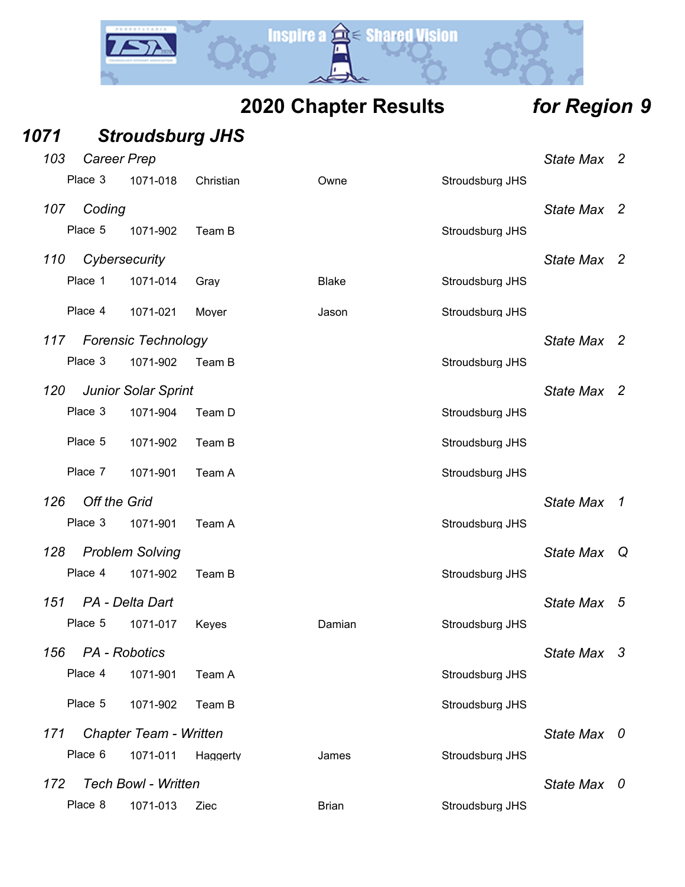## 2020 Chapter Results *for Region 9*

### *1071 Stroudsburg JHS*

*103 Career Prep* — *State Max 2*

| Place | ID | Name | First | School |
|---|---|---|---|---|
| Place 3 | 1071-018 | Christian | Owne | Stroudsburg JHS |

*107 Coding* — *State Max 2*

| Place | ID | Name | First | School |
|---|---|---|---|---|
| Place 5 | 1071-902 | Team B | | Stroudsburg JHS |

*110 Cybersecurity* — *State Max 2*

| Place | ID | Name | First | School |
|---|---|---|---|---|
| Place 1 | 1071-014 | Gray | Blake | Stroudsburg JHS |
| Place 4 | 1071-021 | Moyer | Jason | Stroudsburg JHS |

*117 Forensic Technology* — *State Max 2*

| Place | ID | Name | First | School |
|---|---|---|---|---|
| Place 3 | 1071-902 | Team B | | Stroudsburg JHS |

*120 Junior Solar Sprint* — *State Max 2*

| Place | ID | Name | First | School |
|---|---|---|---|---|
| Place 3 | 1071-904 | Team D | | Stroudsburg JHS |
| Place 5 | 1071-902 | Team B | | Stroudsburg JHS |
| Place 7 | 1071-901 | Team A | | Stroudsburg JHS |

*126 Off the Grid* — *State Max 1*

| Place | ID | Name | First | School |
|---|---|---|---|---|
| Place 3 | 1071-901 | Team A | | Stroudsburg JHS |

*128 Problem Solving* — *State Max Q*

| Place | ID | Name | First | School |
|---|---|---|---|---|
| Place 4 | 1071-902 | Team B | | Stroudsburg JHS |

*151 PA - Delta Dart* — *State Max 5*

| Place | ID | Name | First | School |
|---|---|---|---|---|
| Place 5 | 1071-017 | Keyes | Damian | Stroudsburg JHS |

*156 PA - Robotics* — *State Max 3*

| Place | ID | Name | First | School |
|---|---|---|---|---|
| Place 4 | 1071-901 | Team A | | Stroudsburg JHS |
| Place 5 | 1071-902 | Team B | | Stroudsburg JHS |

*171 Chapter Team - Written* — *State Max 0*

| Place | ID | Name | First | School |
|---|---|---|---|---|
| Place 6 | 1071-011 | Haggerty | James | Stroudsburg JHS |

*172 Tech Bowl - Written* — *State Max 0*

| Place | ID | Name | First | School |
|---|---|---|---|---|
| Place 8 | 1071-013 | Ziec | Brian | Stroudsburg JHS |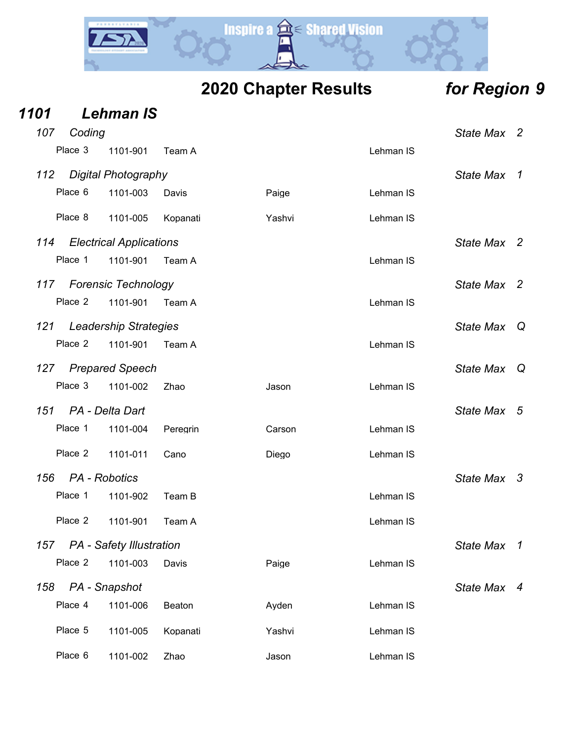# 2020 Chapter Results *for Region 9*

## *1101 Lehman IS*

### *107 Coding* — *State Max 2*

| Place | ID | Name | | School |
|---|---|---|---|---|
| Place 3 | 1101-901 | Team A | | Lehman IS |

### *112 Digital Photography* — *State Max 1*

| Place | ID | Last Name | First Name | School |
|---|---|---|---|---|
| Place 6 | 1101-003 | Davis | Paige | Lehman IS |
| Place 8 | 1101-005 | Kopanati | Yashvi | Lehman IS |

### *114 Electrical Applications* — *State Max 2*

| Place | ID | Name | | School |
|---|---|---|---|---|
| Place 1 | 1101-901 | Team A | | Lehman IS |

### *117 Forensic Technology* — *State Max 2*

| Place | ID | Name | | School |
|---|---|---|---|---|
| Place 2 | 1101-901 | Team A | | Lehman IS |

### *121 Leadership Strategies* — *State Max Q*

| Place | ID | Name | | School |
|---|---|---|---|---|
| Place 2 | 1101-901 | Team A | | Lehman IS |

### *127 Prepared Speech* — *State Max Q*

| Place | ID | Last Name | First Name | School |
|---|---|---|---|---|
| Place 3 | 1101-002 | Zhao | Jason | Lehman IS |

### *151 PA - Delta Dart* — *State Max 5*

| Place | ID | Last Name | First Name | School |
|---|---|---|---|---|
| Place 1 | 1101-004 | Peregrin | Carson | Lehman IS |
| Place 2 | 1101-011 | Cano | Diego | Lehman IS |

### *156 PA - Robotics* — *State Max 3*

| Place | ID | Name | | School |
|---|---|---|---|---|
| Place 1 | 1101-902 | Team B | | Lehman IS |
| Place 2 | 1101-901 | Team A | | Lehman IS |

### *157 PA - Safety Illustration* — *State Max 1*

| Place | ID | Last Name | First Name | School |
|---|---|---|---|---|
| Place 2 | 1101-003 | Davis | Paige | Lehman IS |

### *158 PA - Snapshot* — *State Max 4*

| Place | ID | Last Name | First Name | School |
|---|---|---|---|---|
| Place 4 | 1101-006 | Beaton | Ayden | Lehman IS |
| Place 5 | 1101-005 | Kopanati | Yashvi | Lehman IS |
| Place 6 | 1101-002 | Zhao | Jason | Lehman IS |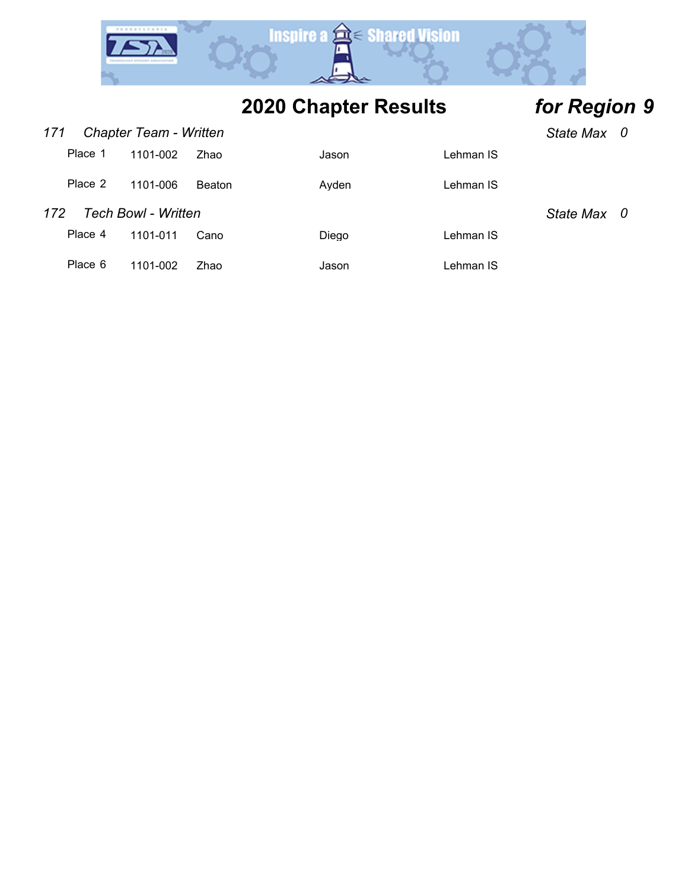# 2020 Chapter Results *for Region 9*

*171 Chapter Team - Written* *State Max 0*

| Place | ID | Last Name | First Name | School |
|---|---|---|---|---|
| Place 1 | 1101-002 | Zhao | Jason | Lehman IS |
| Place 2 | 1101-006 | Beaton | Ayden | Lehman IS |

*172 Tech Bowl - Written* *State Max 0*

| Place | ID | Last Name | First Name | School |
|---|---|---|---|---|
| Place 4 | 1101-011 | Cano | Diego | Lehman IS |
| Place 6 | 1101-002 | Zhao | Jason | Lehman IS |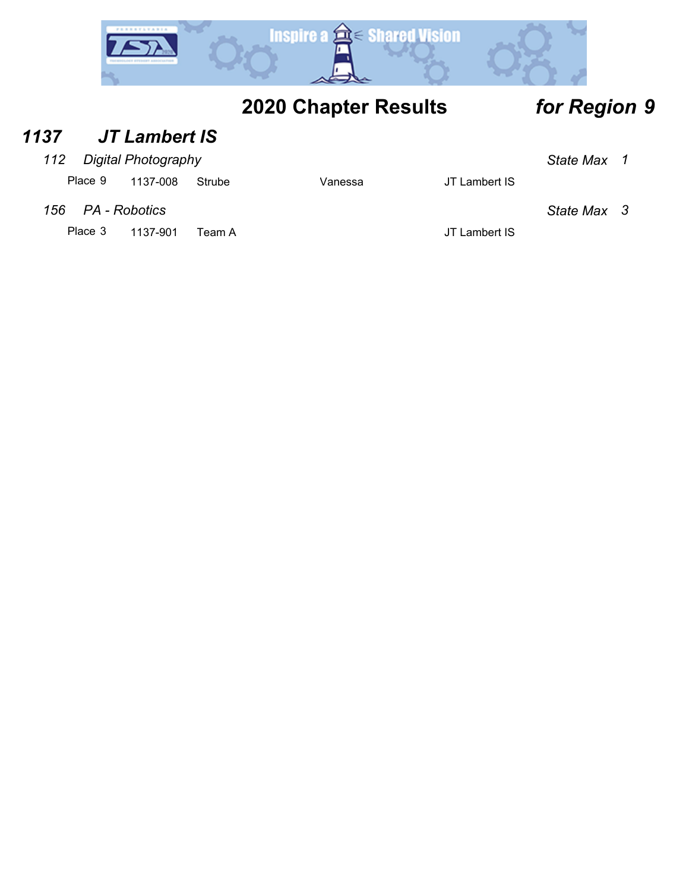# 2020 Chapter Results *for Region 9*

## *1137 JT Lambert IS*

### *112 Digital Photography* — *State Max 1*

| Place | ID | Name | First Name | School |
|---|---|---|---|---|
| Place 9 | 1137-008 | Strube | Vanessa | JT Lambert IS |

### *156 PA - Robotics* — *State Max 3*

| Place | ID | Team | | School |
|---|---|---|---|---|
| Place 3 | 1137-901 | Team A | | JT Lambert IS |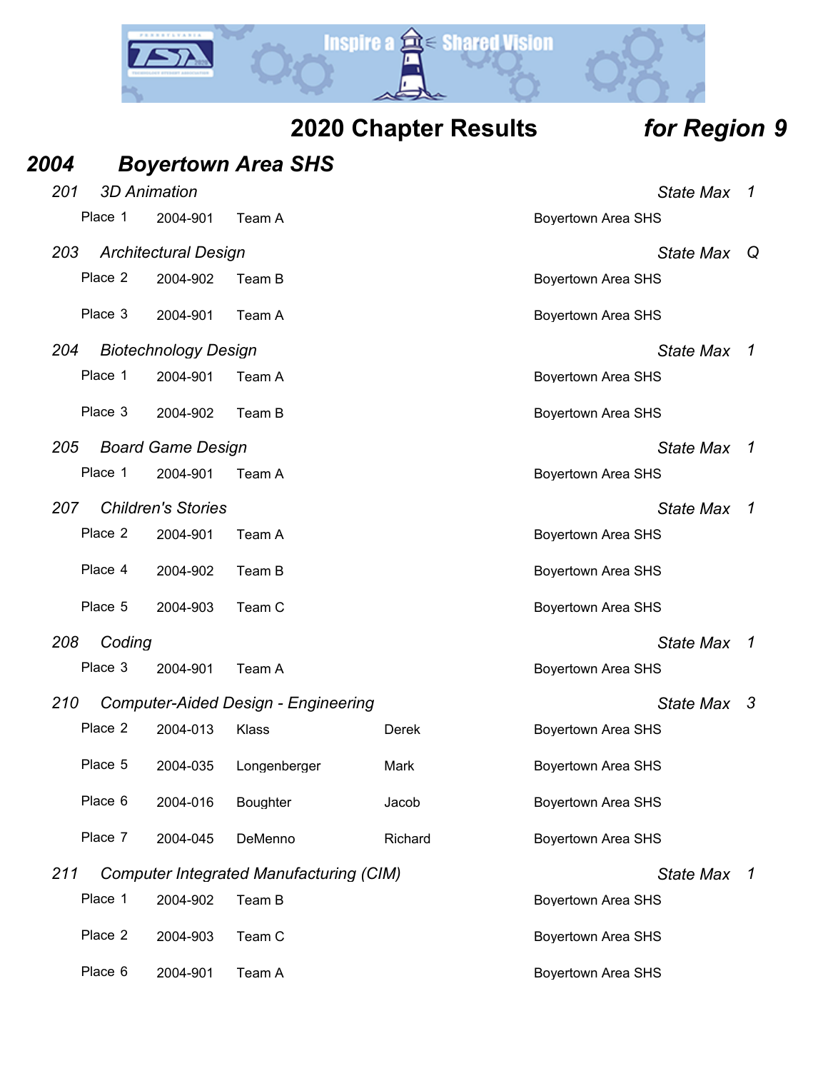# 2020 Chapter Results *for Region 9*

## *2004 Boyertown Area SHS*

### *201 3D Animation* — *State Max 1*

| Place | ID | Name | | School |
|---|---|---|---|---|
| Place 1 | 2004-901 | Team A | | Boyertown Area SHS |

### *203 Architectural Design* — *State Max Q*

| Place | ID | Name | | School |
|---|---|---|---|---|
| Place 2 | 2004-902 | Team B | | Boyertown Area SHS |
| Place 3 | 2004-901 | Team A | | Boyertown Area SHS |

### *204 Biotechnology Design* — *State Max 1*

| Place | ID | Name | | School |
|---|---|---|---|---|
| Place 1 | 2004-901 | Team A | | Boyertown Area SHS |
| Place 3 | 2004-902 | Team B | | Boyertown Area SHS |

### *205 Board Game Design* — *State Max 1*

| Place | ID | Name | | School |
|---|---|---|---|---|
| Place 1 | 2004-901 | Team A | | Boyertown Area SHS |

### *207 Children's Stories* — *State Max 1*

| Place | ID | Name | | School |
|---|---|---|---|---|
| Place 2 | 2004-901 | Team A | | Boyertown Area SHS |
| Place 4 | 2004-902 | Team B | | Boyertown Area SHS |
| Place 5 | 2004-903 | Team C | | Boyertown Area SHS |

### *208 Coding* — *State Max 1*

| Place | ID | Name | | School |
|---|---|---|---|---|
| Place 3 | 2004-901 | Team A | | Boyertown Area SHS |

### *210 Computer-Aided Design - Engineering* — *State Max 3*

| Place | ID | Last Name | First Name | School |
|---|---|---|---|---|
| Place 2 | 2004-013 | Klass | Derek | Boyertown Area SHS |
| Place 5 | 2004-035 | Longenberger | Mark | Boyertown Area SHS |
| Place 6 | 2004-016 | Boughter | Jacob | Boyertown Area SHS |
| Place 7 | 2004-045 | DeMenno | Richard | Boyertown Area SHS |

### *211 Computer Integrated Manufacturing (CIM)* — *State Max 1*

| Place | ID | Name | | School |
|---|---|---|---|---|
| Place 1 | 2004-902 | Team B | | Boyertown Area SHS |
| Place 2 | 2004-903 | Team C | | Boyertown Area SHS |
| Place 6 | 2004-901 | Team A | | Boyertown Area SHS |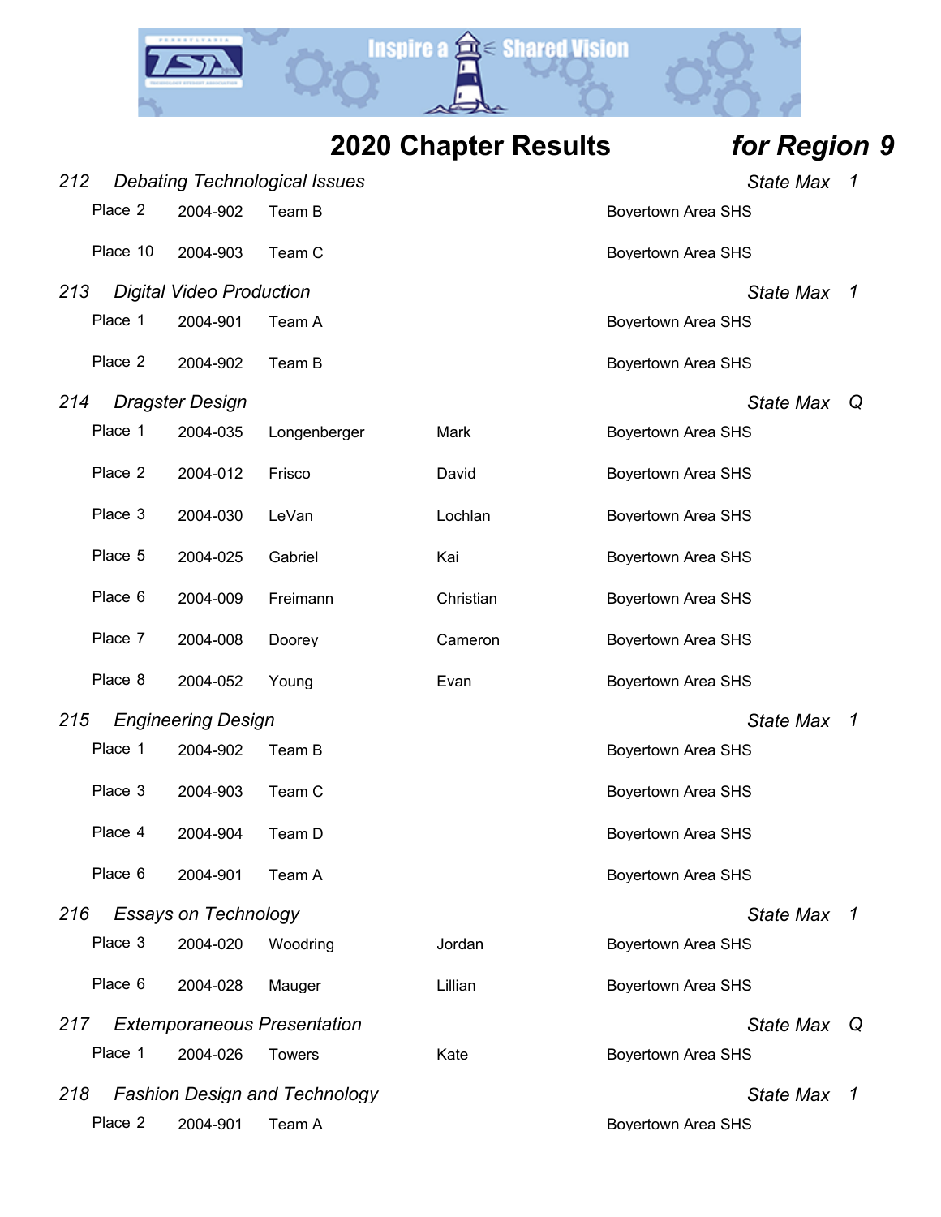# 2020 Chapter Results *for Region 9*

### *212 Debating Technological Issues* — *State Max 1*

| Place | ID | Name | | School |
|---|---|---|---|---|
| Place 2 | 2004-902 | Team B | | Boyertown Area SHS |
| Place 10 | 2004-903 | Team C | | Boyertown Area SHS |

### *213 Digital Video Production* — *State Max 1*

| Place | ID | Name | | School |
|---|---|---|---|---|
| Place 1 | 2004-901 | Team A | | Boyertown Area SHS |
| Place 2 | 2004-902 | Team B | | Boyertown Area SHS |

### *214 Dragster Design* — *State Max Q*

| Place | ID | Last Name | First Name | School |
|---|---|---|---|---|
| Place 1 | 2004-035 | Longenberger | Mark | Boyertown Area SHS |
| Place 2 | 2004-012 | Frisco | David | Boyertown Area SHS |
| Place 3 | 2004-030 | LeVan | Lochlan | Boyertown Area SHS |
| Place 5 | 2004-025 | Gabriel | Kai | Boyertown Area SHS |
| Place 6 | 2004-009 | Freimann | Christian | Boyertown Area SHS |
| Place 7 | 2004-008 | Doorey | Cameron | Boyertown Area SHS |
| Place 8 | 2004-052 | Young | Evan | Boyertown Area SHS |

### *215 Engineering Design* — *State Max 1*

| Place | ID | Name | | School |
|---|---|---|---|---|
| Place 1 | 2004-902 | Team B | | Boyertown Area SHS |
| Place 3 | 2004-903 | Team C | | Boyertown Area SHS |
| Place 4 | 2004-904 | Team D | | Boyertown Area SHS |
| Place 6 | 2004-901 | Team A | | Boyertown Area SHS |

### *216 Essays on Technology* — *State Max 1*

| Place | ID | Last Name | First Name | School |
|---|---|---|---|---|
| Place 3 | 2004-020 | Woodring | Jordan | Boyertown Area SHS |
| Place 6 | 2004-028 | Mauger | Lillian | Boyertown Area SHS |

### *217 Extemporaneous Presentation* — *State Max Q*

| Place | ID | Last Name | First Name | School |
|---|---|---|---|---|
| Place 1 | 2004-026 | Towers | Kate | Boyertown Area SHS |

### *218 Fashion Design and Technology* — *State Max 1*

| Place | ID | Name | | School |
|---|---|---|---|---|
| Place 2 | 2004-901 | Team A | | Boyertown Area SHS |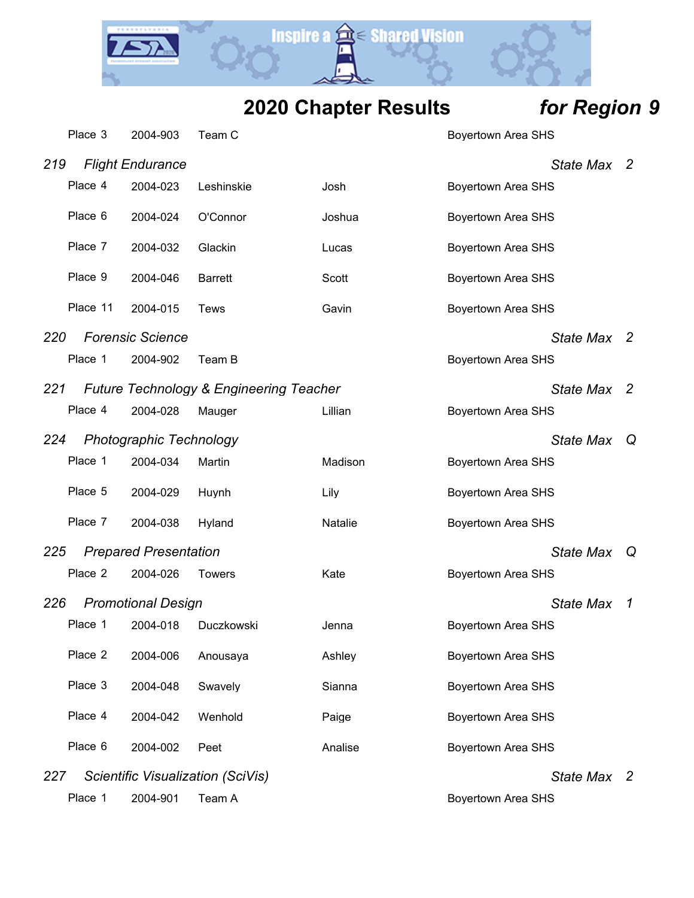# 2020 Chapter Results *for Region 9*

| Place | ID | Last Name | First Name | School |
|---|---|---|---|---|
| Place 3 | 2004-903 | Team C | | Boyertown Area SHS |

### *219 Flight Endurance* — *State Max 2*

| Place | ID | Last Name | First Name | School |
|---|---|---|---|---|
| Place 4 | 2004-023 | Leshinskie | Josh | Boyertown Area SHS |
| Place 6 | 2004-024 | O'Connor | Joshua | Boyertown Area SHS |
| Place 7 | 2004-032 | Glackin | Lucas | Boyertown Area SHS |
| Place 9 | 2004-046 | Barrett | Scott | Boyertown Area SHS |
| Place 11 | 2004-015 | Tews | Gavin | Boyertown Area SHS |

### *220 Forensic Science* — *State Max 2*

| Place | ID | Last Name | First Name | School |
|---|---|---|---|---|
| Place 1 | 2004-902 | Team B | | Boyertown Area SHS |

### *221 Future Technology & Engineering Teacher* — *State Max 2*

| Place | ID | Last Name | First Name | School |
|---|---|---|---|---|
| Place 4 | 2004-028 | Mauger | Lillian | Boyertown Area SHS |

### *224 Photographic Technology* — *State Max Q*

| Place | ID | Last Name | First Name | School |
|---|---|---|---|---|
| Place 1 | 2004-034 | Martin | Madison | Boyertown Area SHS |
| Place 5 | 2004-029 | Huynh | Lily | Boyertown Area SHS |
| Place 7 | 2004-038 | Hyland | Natalie | Boyertown Area SHS |

### *225 Prepared Presentation* — *State Max Q*

| Place | ID | Last Name | First Name | School |
|---|---|---|---|---|
| Place 2 | 2004-026 | Towers | Kate | Boyertown Area SHS |

### *226 Promotional Design* — *State Max 1*

| Place | ID | Last Name | First Name | School |
|---|---|---|---|---|
| Place 1 | 2004-018 | Duczkowski | Jenna | Boyertown Area SHS |
| Place 2 | 2004-006 | Anousaya | Ashley | Boyertown Area SHS |
| Place 3 | 2004-048 | Swavely | Sianna | Boyertown Area SHS |
| Place 4 | 2004-042 | Wenhold | Paige | Boyertown Area SHS |
| Place 6 | 2004-002 | Peet | Analise | Boyertown Area SHS |

### *227 Scientific Visualization (SciVis)* — *State Max 2*

| Place | ID | Last Name | First Name | School |
|---|---|---|---|---|
| Place 1 | 2004-901 | Team A | | Boyertown Area SHS |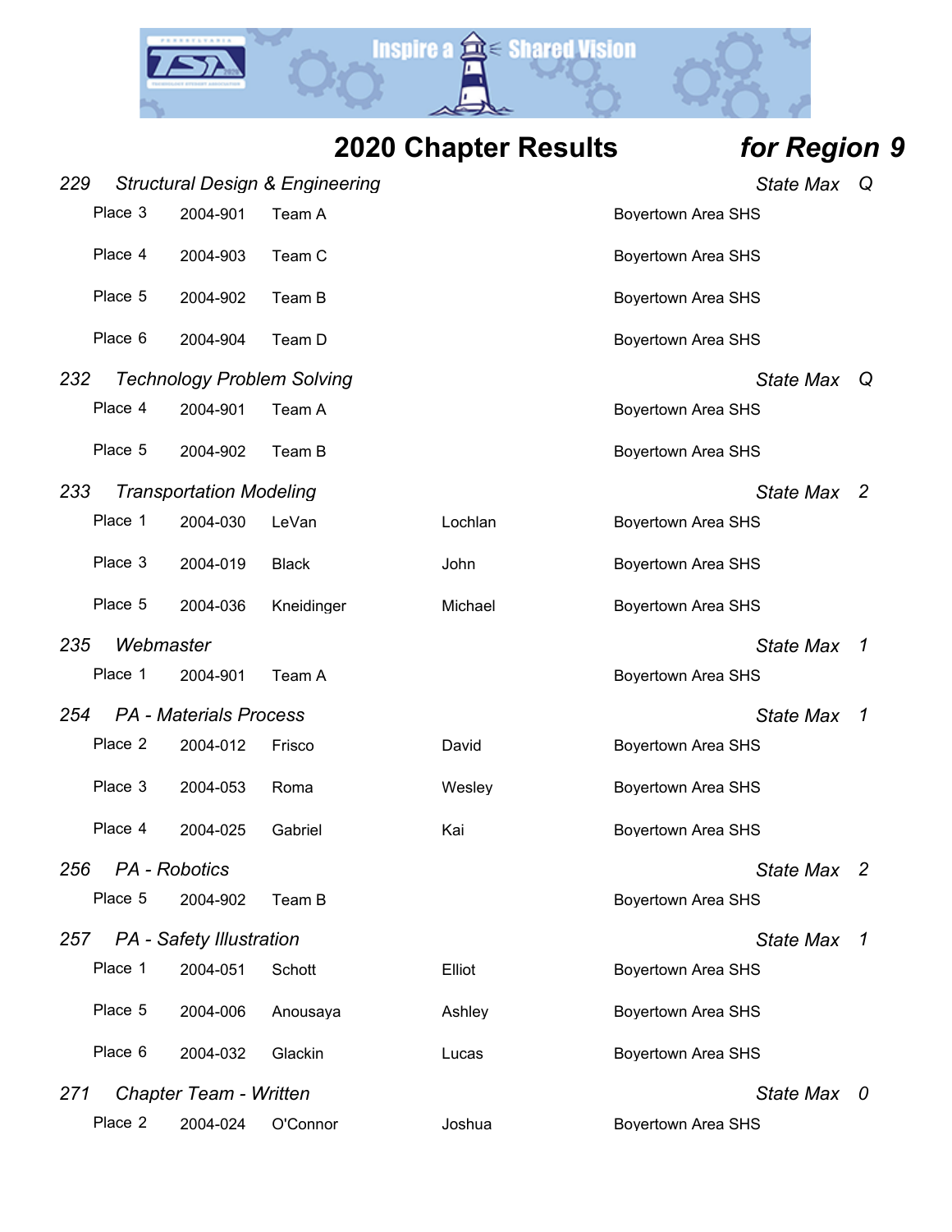# 2020 Chapter Results *for Region 9*

### *229 Structural Design & Engineering* — *State Max Q*

| Place | ID | Name | First | School |
|---|---|---|---|---|
| Place 3 | 2004-901 | Team A | | Boyertown Area SHS |
| Place 4 | 2004-903 | Team C | | Boyertown Area SHS |
| Place 5 | 2004-902 | Team B | | Boyertown Area SHS |
| Place 6 | 2004-904 | Team D | | Boyertown Area SHS |

### *232 Technology Problem Solving* — *State Max Q*

| Place | ID | Name | First | School |
|---|---|---|---|---|
| Place 4 | 2004-901 | Team A | | Boyertown Area SHS |
| Place 5 | 2004-902 | Team B | | Boyertown Area SHS |

### *233 Transportation Modeling* — *State Max 2*

| Place | ID | Name | First | School |
|---|---|---|---|---|
| Place 1 | 2004-030 | LeVan | Lochlan | Boyertown Area SHS |
| Place 3 | 2004-019 | Black | John | Boyertown Area SHS |
| Place 5 | 2004-036 | Kneidinger | Michael | Boyertown Area SHS |

### *235 Webmaster* — *State Max 1*

| Place | ID | Name | First | School |
|---|---|---|---|---|
| Place 1 | 2004-901 | Team A | | Boyertown Area SHS |

### *254 PA - Materials Process* — *State Max 1*

| Place | ID | Name | First | School |
|---|---|---|---|---|
| Place 2 | 2004-012 | Frisco | David | Boyertown Area SHS |
| Place 3 | 2004-053 | Roma | Wesley | Boyertown Area SHS |
| Place 4 | 2004-025 | Gabriel | Kai | Boyertown Area SHS |

### *256 PA - Robotics* — *State Max 2*

| Place | ID | Name | First | School |
|---|---|---|---|---|
| Place 5 | 2004-902 | Team B | | Boyertown Area SHS |

### *257 PA - Safety Illustration* — *State Max 1*

| Place | ID | Name | First | School |
|---|---|---|---|---|
| Place 1 | 2004-051 | Schott | Elliot | Boyertown Area SHS |
| Place 5 | 2004-006 | Anousaya | Ashley | Boyertown Area SHS |
| Place 6 | 2004-032 | Glackin | Lucas | Boyertown Area SHS |

### *271 Chapter Team - Written* — *State Max 0*

| Place | ID | Name | First | School |
|---|---|---|---|---|
| Place 2 | 2004-024 | O'Connor | Joshua | Boyertown Area SHS |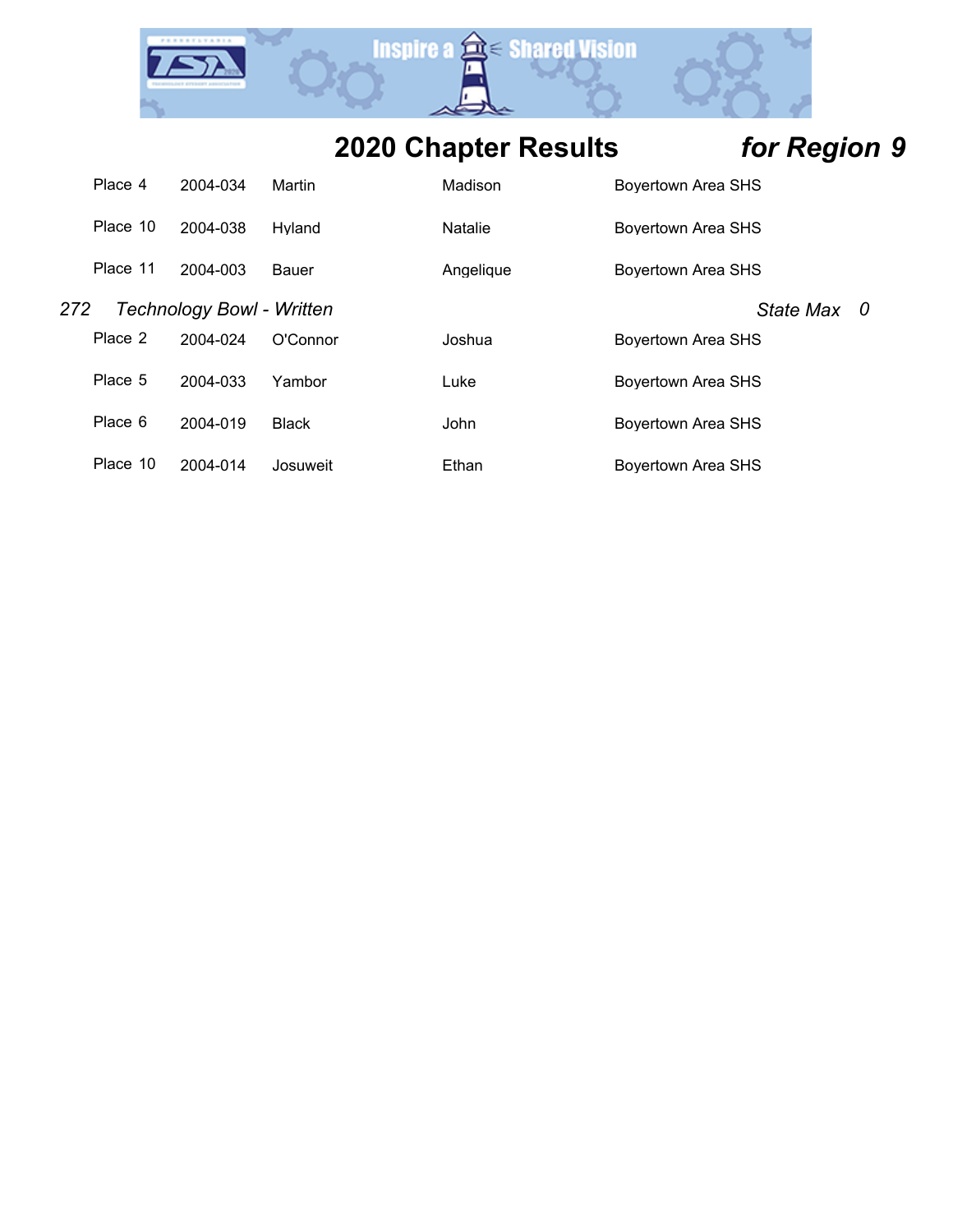## 2020 Chapter Results *for Region 9*

| | | | | |
|---|---|---|---|---|
| Place 4 | 2004-034 | Martin | Madison | Boyertown Area SHS |
| Place 10 | 2004-038 | Hyland | Natalie | Boyertown Area SHS |
| Place 11 | 2004-003 | Bauer | Angelique | Boyertown Area SHS |

### *272 Technology Bowl - Written* — *State Max 0*

| | | | | |
|---|---|---|---|---|
| Place 2 | 2004-024 | O'Connor | Joshua | Boyertown Area SHS |
| Place 5 | 2004-033 | Yambor | Luke | Boyertown Area SHS |
| Place 6 | 2004-019 | Black | John | Boyertown Area SHS |
| Place 10 | 2004-014 | Josuweit | Ethan | Boyertown Area SHS |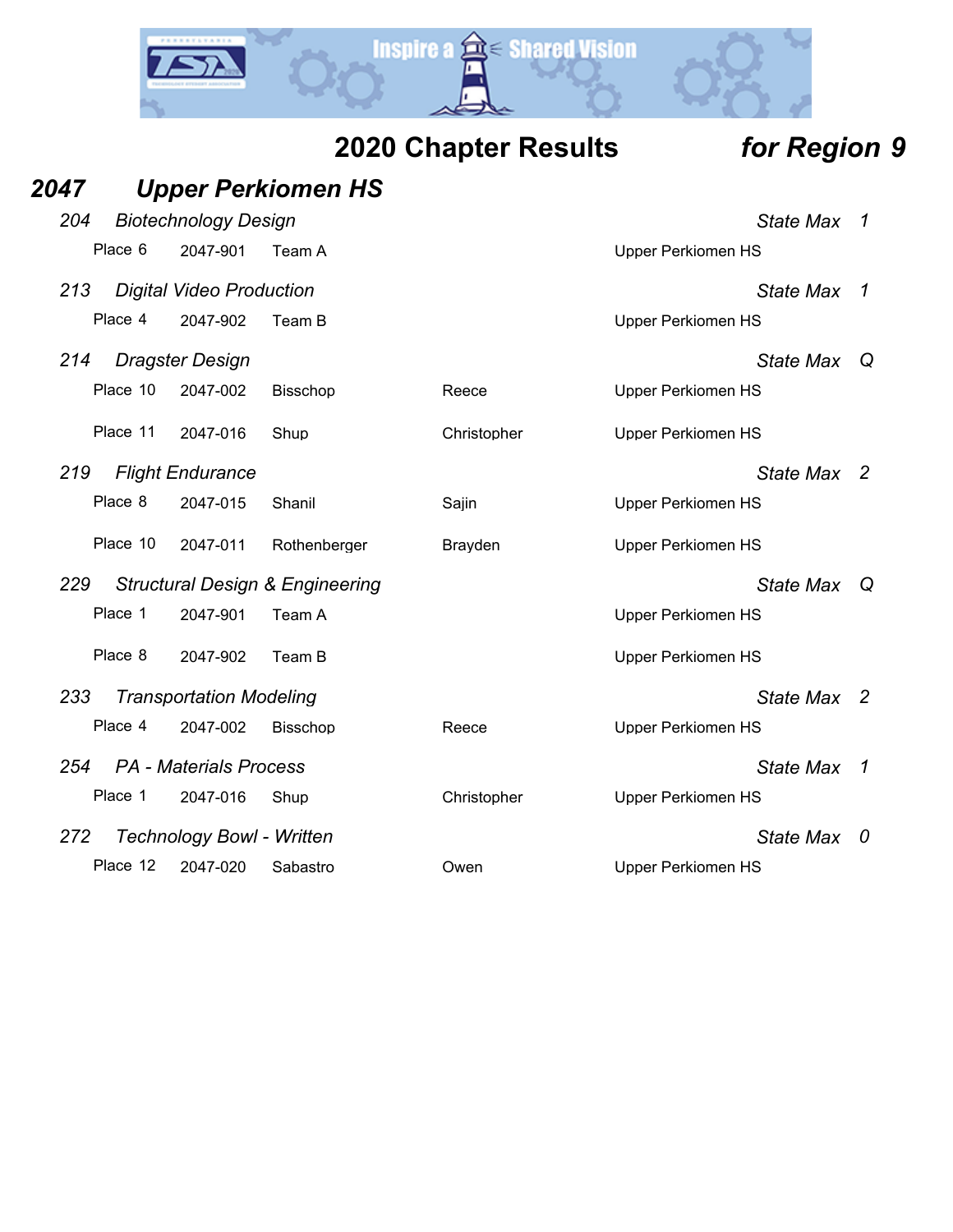# 2020 Chapter Results *for Region 9*

## *2047 Upper Perkiomen HS*

### *204 Biotechnology Design* — *State Max 1*

| Place | ID | Name | | School |
|---|---|---|---|---|
| Place 6 | 2047-901 | Team A | | Upper Perkiomen HS |

### *213 Digital Video Production* — *State Max 1*

| Place | ID | Name | | School |
|---|---|---|---|---|
| Place 4 | 2047-902 | Team B | | Upper Perkiomen HS |

### *214 Dragster Design* — *State Max Q*

| Place | ID | Last Name | First Name | School |
|---|---|---|---|---|
| Place 10 | 2047-002 | Bisschop | Reece | Upper Perkiomen HS |
| Place 11 | 2047-016 | Shup | Christopher | Upper Perkiomen HS |

### *219 Flight Endurance* — *State Max 2*

| Place | ID | Last Name | First Name | School |
|---|---|---|---|---|
| Place 8 | 2047-015 | Shanil | Sajin | Upper Perkiomen HS |
| Place 10 | 2047-011 | Rothenberger | Brayden | Upper Perkiomen HS |

### *229 Structural Design & Engineering* — *State Max Q*

| Place | ID | Name | | School |
|---|---|---|---|---|
| Place 1 | 2047-901 | Team A | | Upper Perkiomen HS |
| Place 8 | 2047-902 | Team B | | Upper Perkiomen HS |

### *233 Transportation Modeling* — *State Max 2*

| Place | ID | Last Name | First Name | School |
|---|---|---|---|---|
| Place 4 | 2047-002 | Bisschop | Reece | Upper Perkiomen HS |

### *254 PA - Materials Process* — *State Max 1*

| Place | ID | Last Name | First Name | School |
|---|---|---|---|---|
| Place 1 | 2047-016 | Shup | Christopher | Upper Perkiomen HS |

### *272 Technology Bowl - Written* — *State Max 0*

| Place | ID | Last Name | First Name | School |
|---|---|---|---|---|
| Place 12 | 2047-020 | Sabastro | Owen | Upper Perkiomen HS |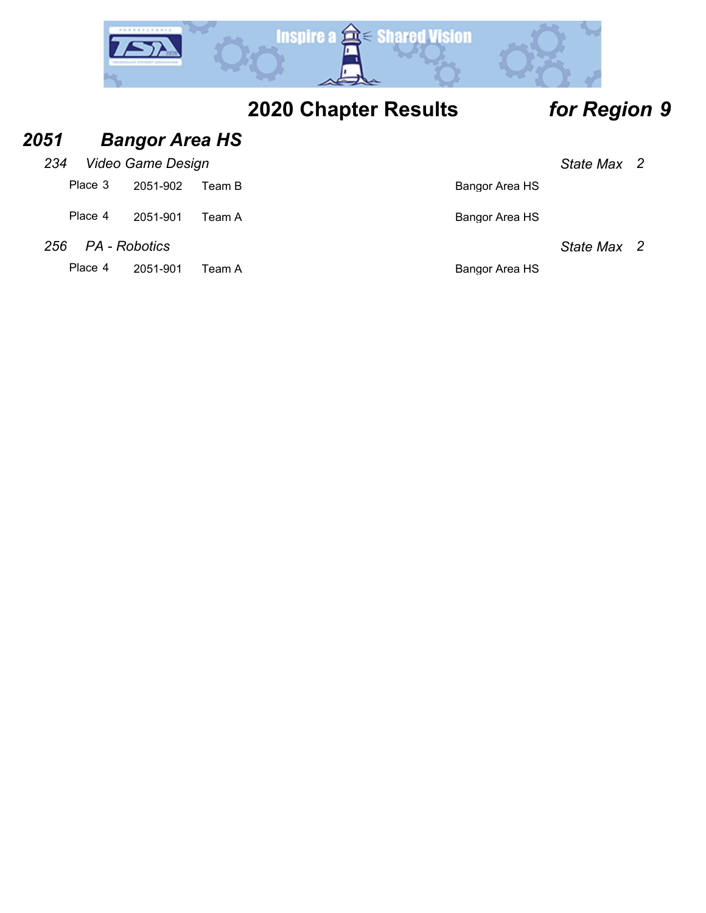# 2020 Chapter Results *for Region 9*

## *2051 Bangor Area HS*

### *234 Video Game Design* — *State Max 2*

| Place | ID | Team | School |
|---|---|---|---|
| Place 3 | 2051-902 | Team B | Bangor Area HS |
| Place 4 | 2051-901 | Team A | Bangor Area HS |

### *256 PA - Robotics* — *State Max 2*

| Place | ID | Team | School |
|---|---|---|---|
| Place 4 | 2051-901 | Team A | Bangor Area HS |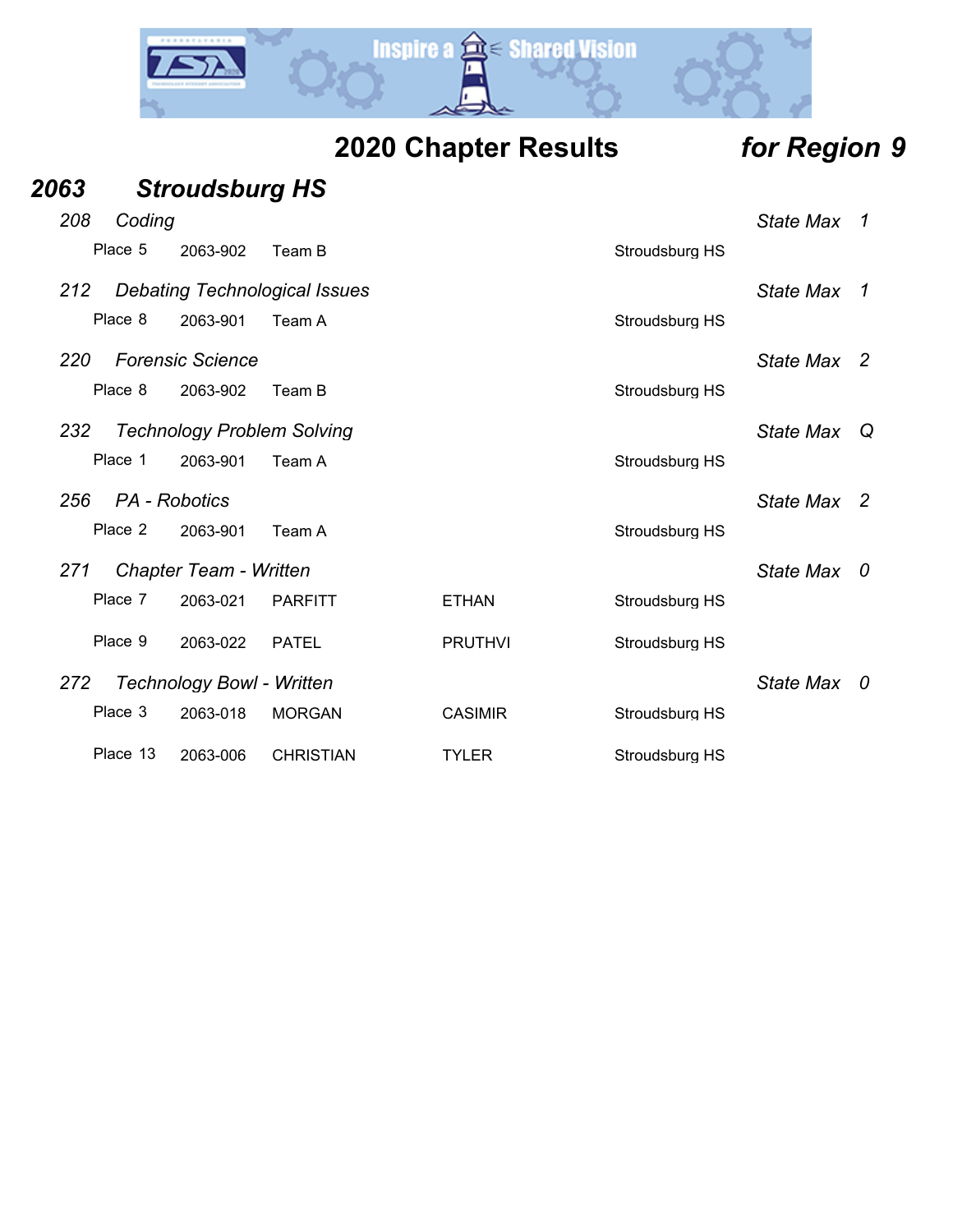## 2020 Chapter Results *for Region 9*

### *2063 Stroudsburg HS*

*208 Coding* — *State Max 1*

| Place | ID | Name | | School |
|---|---|---|---|---|
| Place 5 | 2063-902 | Team B | | Stroudsburg HS |

*212 Debating Technological Issues* — *State Max 1*

| Place | ID | Name | | School |
|---|---|---|---|---|
| Place 8 | 2063-901 | Team A | | Stroudsburg HS |

*220 Forensic Science* — *State Max 2*

| Place | ID | Name | | School |
|---|---|---|---|---|
| Place 8 | 2063-902 | Team B | | Stroudsburg HS |

*232 Technology Problem Solving* — *State Max Q*

| Place | ID | Name | | School |
|---|---|---|---|---|
| Place 1 | 2063-901 | Team A | | Stroudsburg HS |

*256 PA - Robotics* — *State Max 2*

| Place | ID | Name | | School |
|---|---|---|---|---|
| Place 2 | 2063-901 | Team A | | Stroudsburg HS |

*271 Chapter Team - Written* — *State Max 0*

| Place | ID | Last Name | First Name | School |
|---|---|---|---|---|
| Place 7 | 2063-021 | PARFITT | ETHAN | Stroudsburg HS |
| Place 9 | 2063-022 | PATEL | PRUTHVI | Stroudsburg HS |

*272 Technology Bowl - Written* — *State Max 0*

| Place | ID | Last Name | First Name | School |
|---|---|---|---|---|
| Place 3 | 2063-018 | MORGAN | CASIMIR | Stroudsburg HS |
| Place 13 | 2063-006 | CHRISTIAN | TYLER | Stroudsburg HS |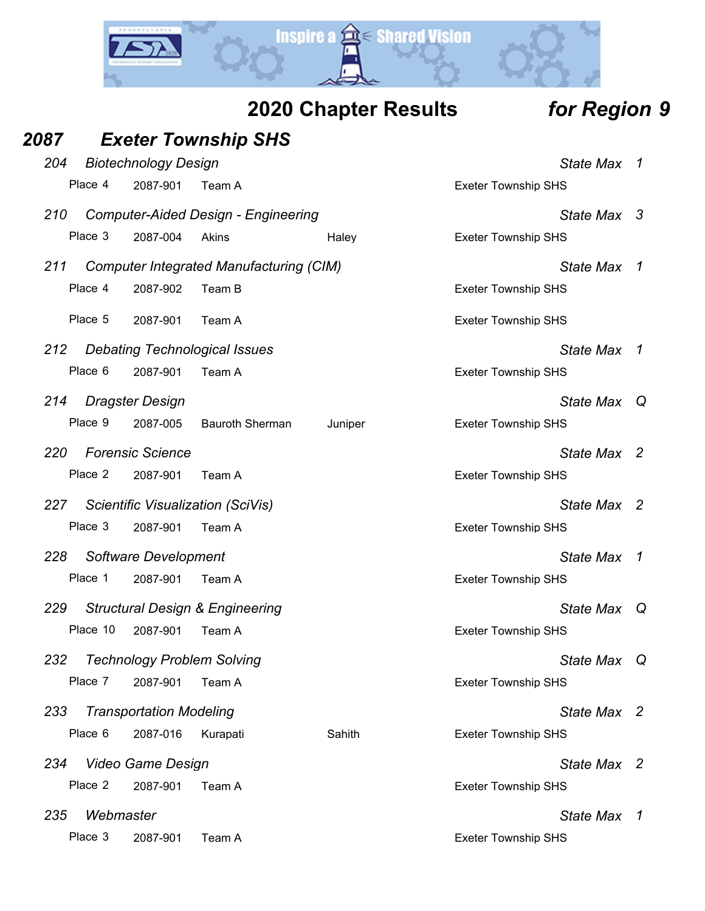# 2020 Chapter Results *for Region 9*

## *2087 Exeter Township SHS*

### *204 Biotechnology Design* — *State Max 1*

| Place | ID | Name | | School |
|---|---|---|---|---|
| Place 4 | 2087-901 | Team A | | Exeter Township SHS |

### *210 Computer-Aided Design - Engineering* — *State Max 3*

| Place | ID | Name | | School |
|---|---|---|---|---|
| Place 3 | 2087-004 | Akins | Haley | Exeter Township SHS |

### *211 Computer Integrated Manufacturing (CIM)* — *State Max 1*

| Place | ID | Name | | School |
|---|---|---|---|---|
| Place 4 | 2087-902 | Team B | | Exeter Township SHS |
| Place 5 | 2087-901 | Team A | | Exeter Township SHS |

### *212 Debating Technological Issues* — *State Max 1*

| Place | ID | Name | | School |
|---|---|---|---|---|
| Place 6 | 2087-901 | Team A | | Exeter Township SHS |

### *214 Dragster Design* — *State Max Q*

| Place | ID | Name | | School |
|---|---|---|---|---|
| Place 9 | 2087-005 | Bauroth Sherman | Juniper | Exeter Township SHS |

### *220 Forensic Science* — *State Max 2*

| Place | ID | Name | | School |
|---|---|---|---|---|
| Place 2 | 2087-901 | Team A | | Exeter Township SHS |

### *227 Scientific Visualization (SciVis)* — *State Max 2*

| Place | ID | Name | | School |
|---|---|---|---|---|
| Place 3 | 2087-901 | Team A | | Exeter Township SHS |

### *228 Software Development* — *State Max 1*

| Place | ID | Name | | School |
|---|---|---|---|---|
| Place 1 | 2087-901 | Team A | | Exeter Township SHS |

### *229 Structural Design & Engineering* — *State Max Q*

| Place | ID | Name | | School |
|---|---|---|---|---|
| Place 10 | 2087-901 | Team A | | Exeter Township SHS |

### *232 Technology Problem Solving* — *State Max Q*

| Place | ID | Name | | School |
|---|---|---|---|---|
| Place 7 | 2087-901 | Team A | | Exeter Township SHS |

### *233 Transportation Modeling* — *State Max 2*

| Place | ID | Name | | School |
|---|---|---|---|---|
| Place 6 | 2087-016 | Kurapati | Sahith | Exeter Township SHS |

### *234 Video Game Design* — *State Max 2*

| Place | ID | Name | | School |
|---|---|---|---|---|
| Place 2 | 2087-901 | Team A | | Exeter Township SHS |

### *235 Webmaster* — *State Max 1*

| Place | ID | Name | | School |
|---|---|---|---|---|
| Place 3 | 2087-901 | Team A | | Exeter Township SHS |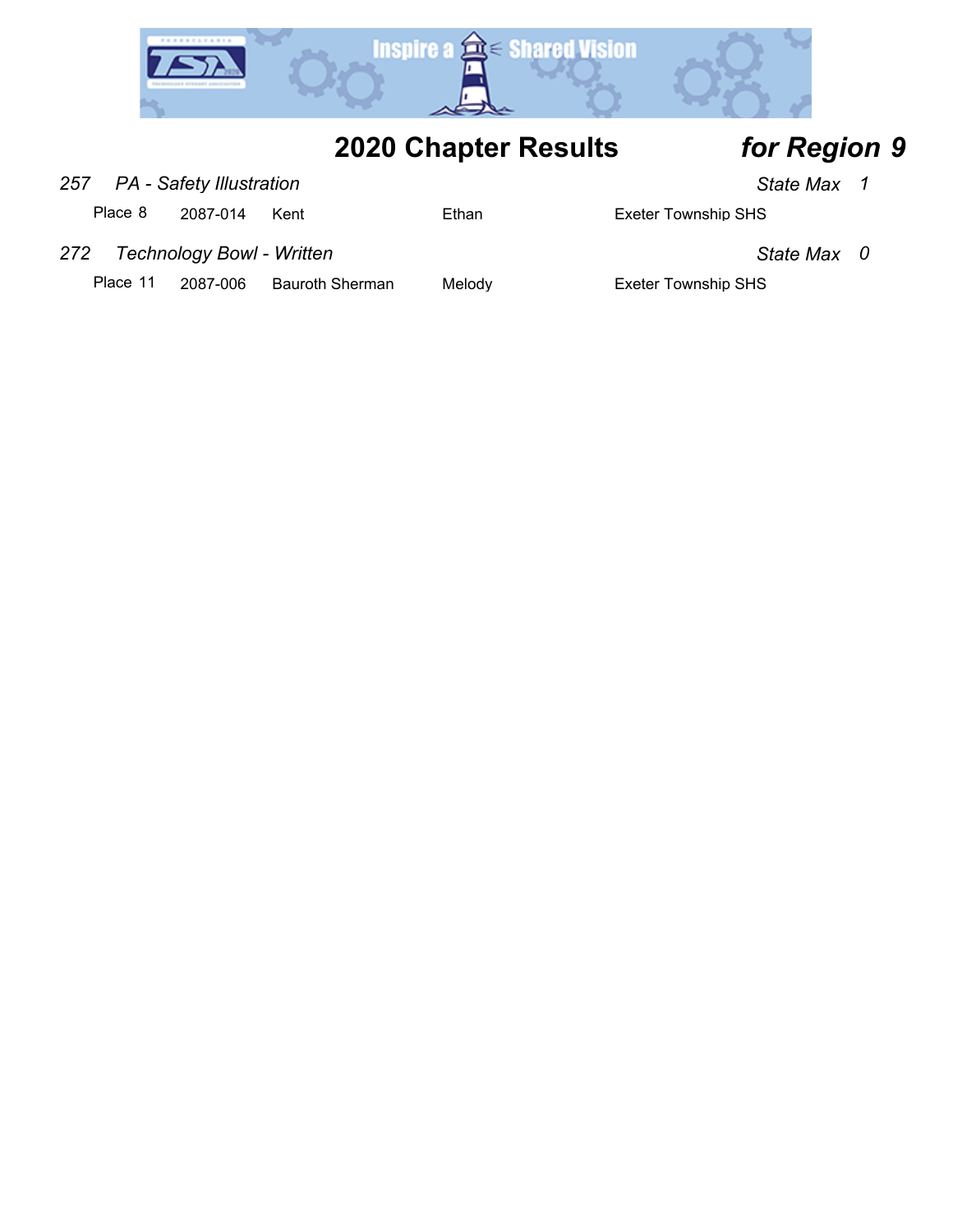# 2020 Chapter Results *for Region 9*

### *257 PA - Safety Illustration* — *State Max 1*

| Place | ID | Last Name | First Name | School |
|---|---|---|---|---|
| Place 8 | 2087-014 | Kent | Ethan | Exeter Township SHS |

### *272 Technology Bowl - Written* — *State Max 0*

| Place | ID | Last Name | First Name | School |
|---|---|---|---|---|
| Place 11 | 2087-006 | Bauroth Sherman | Melody | Exeter Township SHS |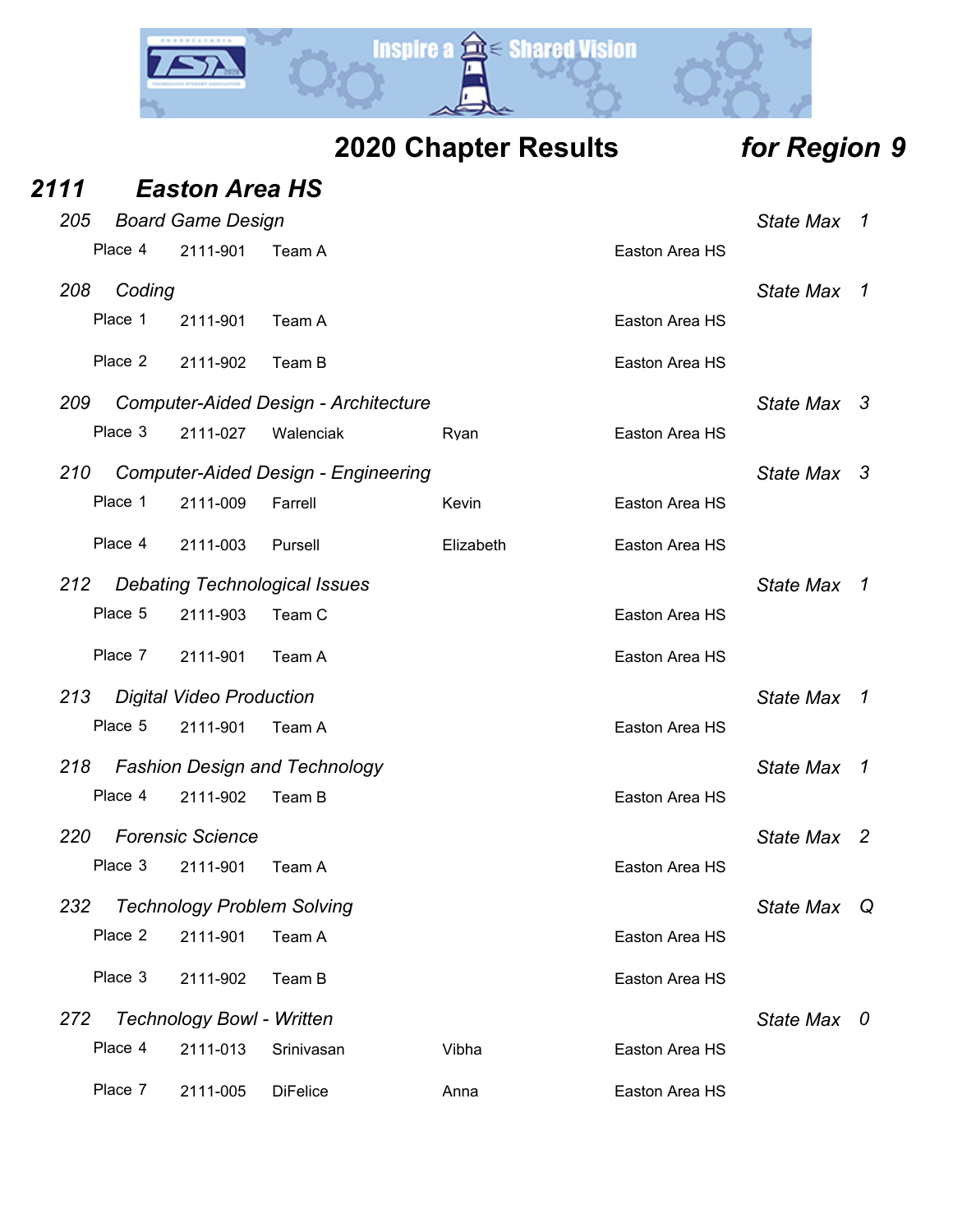# 2020 Chapter Results *for Region 9*

## *2111 Easton Area HS*

### *205 Board Game Design* — *State Max 1*

| Place | ID | Name | First Name | School |
|---|---|---|---|---|
| Place 4 | 2111-901 | Team A | | Easton Area HS |

### *208 Coding* — *State Max 1*

| Place | ID | Name | First Name | School |
|---|---|---|---|---|
| Place 1 | 2111-901 | Team A | | Easton Area HS |
| Place 2 | 2111-902 | Team B | | Easton Area HS |

### *209 Computer-Aided Design - Architecture* — *State Max 3*

| Place | ID | Name | First Name | School |
|---|---|---|---|---|
| Place 3 | 2111-027 | Walenciak | Ryan | Easton Area HS |

### *210 Computer-Aided Design - Engineering* — *State Max 3*

| Place | ID | Name | First Name | School |
|---|---|---|---|---|
| Place 1 | 2111-009 | Farrell | Kevin | Easton Area HS |
| Place 4 | 2111-003 | Pursell | Elizabeth | Easton Area HS |

### *212 Debating Technological Issues* — *State Max 1*

| Place | ID | Name | First Name | School |
|---|---|---|---|---|
| Place 5 | 2111-903 | Team C | | Easton Area HS |
| Place 7 | 2111-901 | Team A | | Easton Area HS |

### *213 Digital Video Production* — *State Max 1*

| Place | ID | Name | First Name | School |
|---|---|---|---|---|
| Place 5 | 2111-901 | Team A | | Easton Area HS |

### *218 Fashion Design and Technology* — *State Max 1*

| Place | ID | Name | First Name | School |
|---|---|---|---|---|
| Place 4 | 2111-902 | Team B | | Easton Area HS |

### *220 Forensic Science* — *State Max 2*

| Place | ID | Name | First Name | School |
|---|---|---|---|---|
| Place 3 | 2111-901 | Team A | | Easton Area HS |

### *232 Technology Problem Solving* — *State Max Q*

| Place | ID | Name | First Name | School |
|---|---|---|---|---|
| Place 2 | 2111-901 | Team A | | Easton Area HS |
| Place 3 | 2111-902 | Team B | | Easton Area HS |

### *272 Technology Bowl - Written* — *State Max 0*

| Place | ID | Name | First Name | School |
|---|---|---|---|---|
| Place 4 | 2111-013 | Srinivasan | Vibha | Easton Area HS |
| Place 7 | 2111-005 | DiFelice | Anna | Easton Area HS |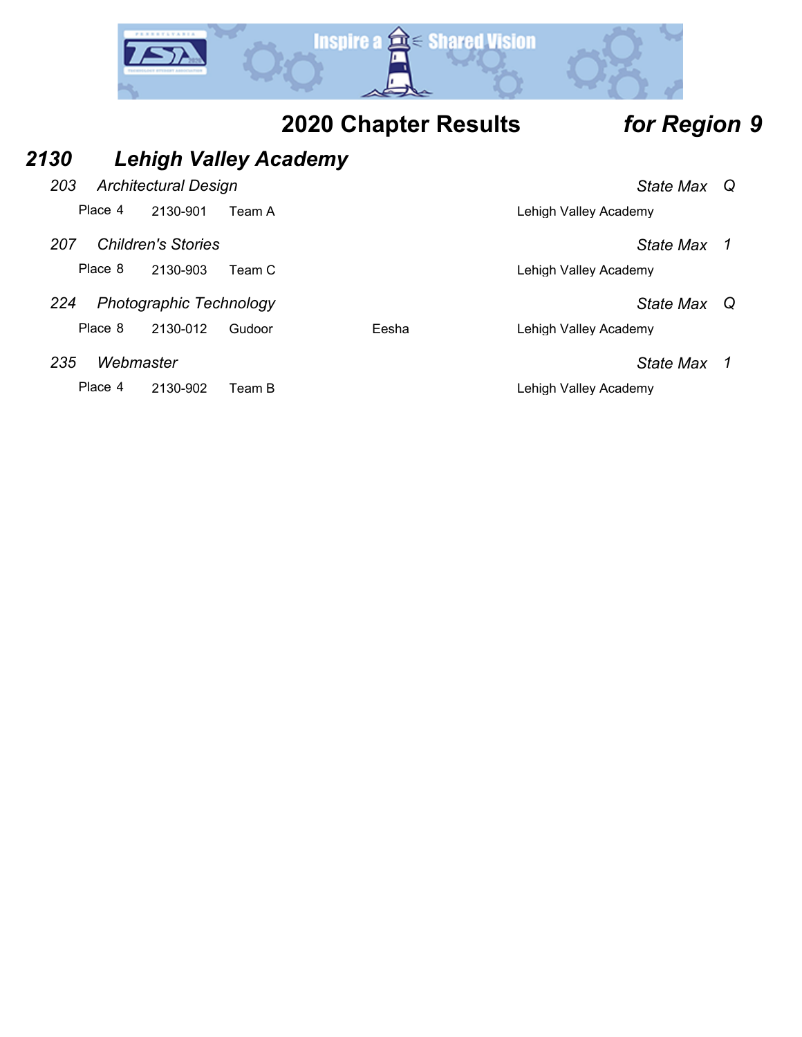## 2020 Chapter Results *for Region 9*

### *2130 Lehigh Valley Academy*

*203 Architectural Design* — *State Max Q*

| Place | ID | Name | | School |
|---|---|---|---|---|
| Place 4 | 2130-901 | Team A | | Lehigh Valley Academy |

*207 Children's Stories* — *State Max 1*

| Place | ID | Name | | School |
|---|---|---|---|---|
| Place 8 | 2130-903 | Team C | | Lehigh Valley Academy |

*224 Photographic Technology* — *State Max Q*

| Place | ID | Name | | School |
|---|---|---|---|---|
| Place 8 | 2130-012 | Gudoor | Eesha | Lehigh Valley Academy |

*235 Webmaster* — *State Max 1*

| Place | ID | Name | | School |
|---|---|---|---|---|
| Place 4 | 2130-902 | Team B | | Lehigh Valley Academy |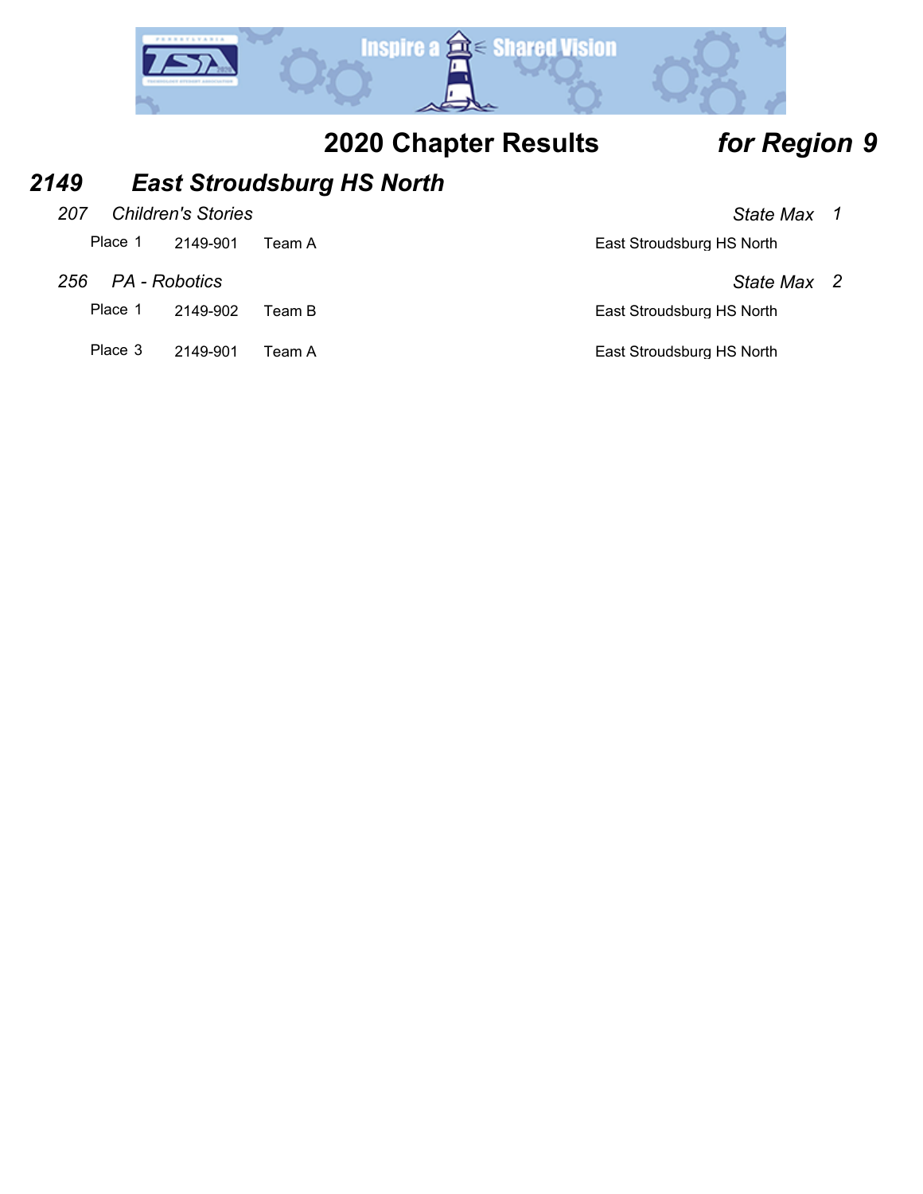# 2020 Chapter Results *for Region 9*

## *2149 East Stroudsburg HS North*

### *207 Children's Stories* — *State Max 1*

| Place | ID | Team | Chapter |
|---|---|---|---|
| Place 1 | 2149-901 | Team A | East Stroudsburg HS North |

### *256 PA - Robotics* — *State Max 2*

| Place | ID | Team | Chapter |
|---|---|---|---|
| Place 1 | 2149-902 | Team B | East Stroudsburg HS North |
| Place 3 | 2149-901 | Team A | East Stroudsburg HS North |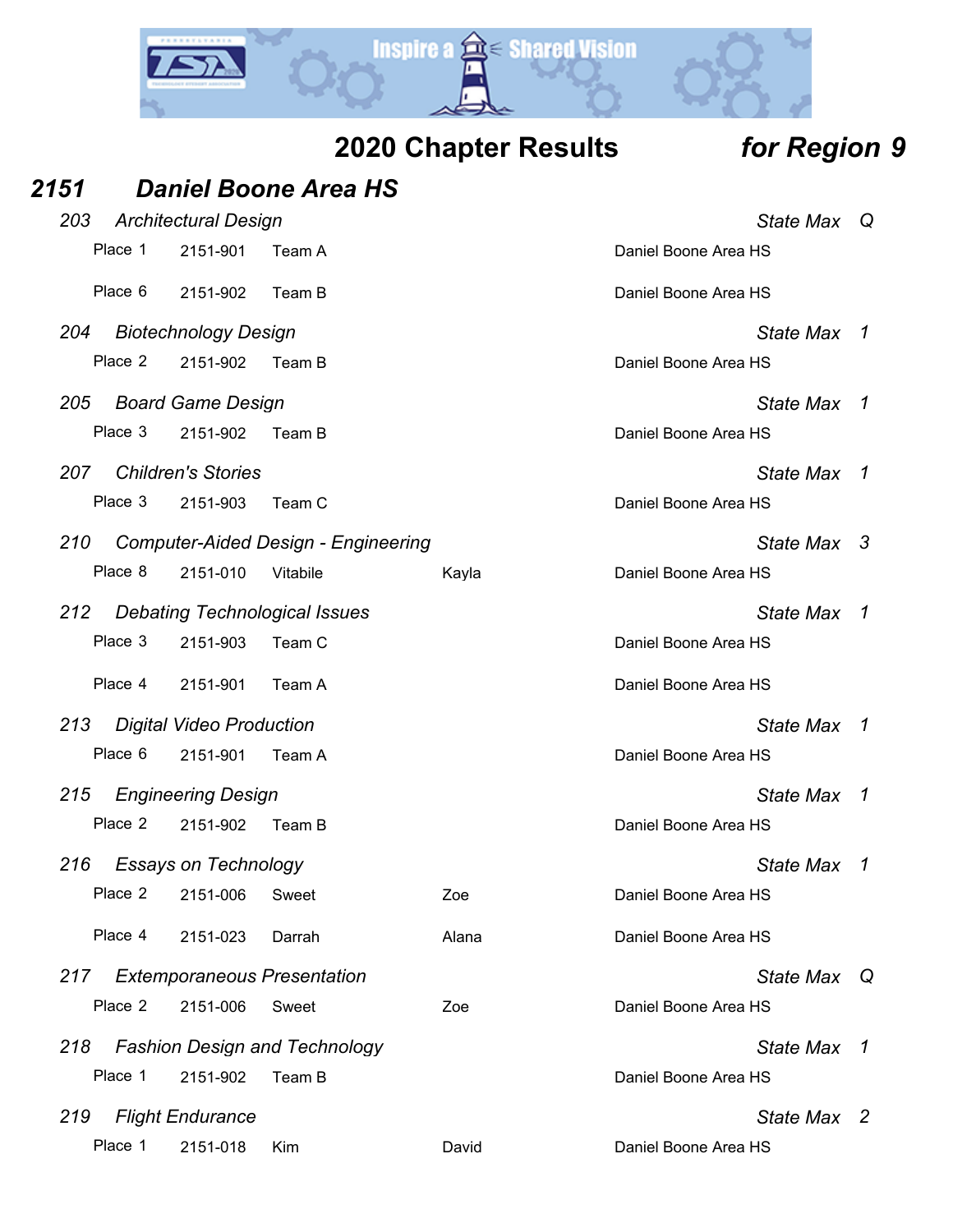## 2020 Chapter Results *for Region 9*

### *2151 Daniel Boone Area HS*

*203 Architectural Design* — *State Max Q*

| Place | ID | Name | First | School |
|---|---|---|---|---|
| Place 1 | 2151-901 | Team A | | Daniel Boone Area HS |
| Place 6 | 2151-902 | Team B | | Daniel Boone Area HS |

*204 Biotechnology Design* — *State Max 1*

| Place | ID | Name | First | School |
|---|---|---|---|---|
| Place 2 | 2151-902 | Team B | | Daniel Boone Area HS |

*205 Board Game Design* — *State Max 1*

| Place | ID | Name | First | School |
|---|---|---|---|---|
| Place 3 | 2151-902 | Team B | | Daniel Boone Area HS |

*207 Children's Stories* — *State Max 1*

| Place | ID | Name | First | School |
|---|---|---|---|---|
| Place 3 | 2151-903 | Team C | | Daniel Boone Area HS |

*210 Computer-Aided Design - Engineering* — *State Max 3*

| Place | ID | Name | First | School |
|---|---|---|---|---|
| Place 8 | 2151-010 | Vitabile | Kayla | Daniel Boone Area HS |

*212 Debating Technological Issues* — *State Max 1*

| Place | ID | Name | First | School |
|---|---|---|---|---|
| Place 3 | 2151-903 | Team C | | Daniel Boone Area HS |
| Place 4 | 2151-901 | Team A | | Daniel Boone Area HS |

*213 Digital Video Production* — *State Max 1*

| Place | ID | Name | First | School |
|---|---|---|---|---|
| Place 6 | 2151-901 | Team A | | Daniel Boone Area HS |

*215 Engineering Design* — *State Max 1*

| Place | ID | Name | First | School |
|---|---|---|---|---|
| Place 2 | 2151-902 | Team B | | Daniel Boone Area HS |

*216 Essays on Technology* — *State Max 1*

| Place | ID | Name | First | School |
|---|---|---|---|---|
| Place 2 | 2151-006 | Sweet | Zoe | Daniel Boone Area HS |
| Place 4 | 2151-023 | Darrah | Alana | Daniel Boone Area HS |

*217 Extemporaneous Presentation* — *State Max Q*

| Place | ID | Name | First | School |
|---|---|---|---|---|
| Place 2 | 2151-006 | Sweet | Zoe | Daniel Boone Area HS |

*218 Fashion Design and Technology* — *State Max 1*

| Place | ID | Name | First | School |
|---|---|---|---|---|
| Place 1 | 2151-902 | Team B | | Daniel Boone Area HS |

*219 Flight Endurance* — *State Max 2*

| Place | ID | Name | First | School |
|---|---|---|---|---|
| Place 1 | 2151-018 | Kim | David | Daniel Boone Area HS |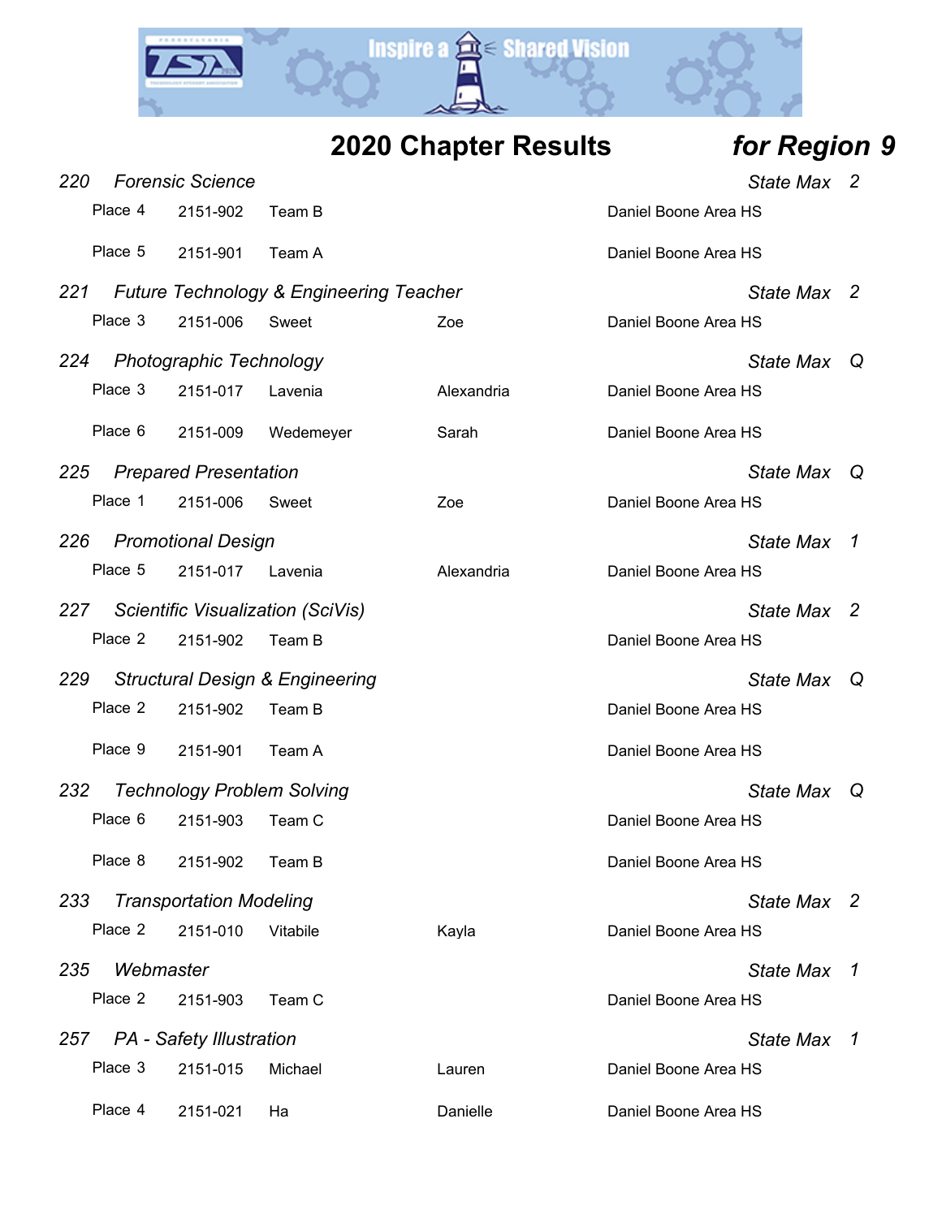# 2020 Chapter Results *for Region 9*

*220 Forensic Science* — *State Max 2*

| Place | ID | Last Name | First Name | School |
|---|---|---|---|---|
| Place 4 | 2151-902 | Team B | | Daniel Boone Area HS |
| Place 5 | 2151-901 | Team A | | Daniel Boone Area HS |

*221 Future Technology & Engineering Teacher* — *State Max 2*

| Place | ID | Last Name | First Name | School |
|---|---|---|---|---|
| Place 3 | 2151-006 | Sweet | Zoe | Daniel Boone Area HS |

*224 Photographic Technology* — *State Max Q*

| Place | ID | Last Name | First Name | School |
|---|---|---|---|---|
| Place 3 | 2151-017 | Lavenia | Alexandria | Daniel Boone Area HS |
| Place 6 | 2151-009 | Wedemeyer | Sarah | Daniel Boone Area HS |

*225 Prepared Presentation* — *State Max Q*

| Place | ID | Last Name | First Name | School |
|---|---|---|---|---|
| Place 1 | 2151-006 | Sweet | Zoe | Daniel Boone Area HS |

*226 Promotional Design* — *State Max 1*

| Place | ID | Last Name | First Name | School |
|---|---|---|---|---|
| Place 5 | 2151-017 | Lavenia | Alexandria | Daniel Boone Area HS |

*227 Scientific Visualization (SciVis)* — *State Max 2*

| Place | ID | Last Name | First Name | School |
|---|---|---|---|---|
| Place 2 | 2151-902 | Team B | | Daniel Boone Area HS |

*229 Structural Design & Engineering* — *State Max Q*

| Place | ID | Last Name | First Name | School |
|---|---|---|---|---|
| Place 2 | 2151-902 | Team B | | Daniel Boone Area HS |
| Place 9 | 2151-901 | Team A | | Daniel Boone Area HS |

*232 Technology Problem Solving* — *State Max Q*

| Place | ID | Last Name | First Name | School |
|---|---|---|---|---|
| Place 6 | 2151-903 | Team C | | Daniel Boone Area HS |
| Place 8 | 2151-902 | Team B | | Daniel Boone Area HS |

*233 Transportation Modeling* — *State Max 2*

| Place | ID | Last Name | First Name | School |
|---|---|---|---|---|
| Place 2 | 2151-010 | Vitabile | Kayla | Daniel Boone Area HS |

*235 Webmaster* — *State Max 1*

| Place | ID | Last Name | First Name | School |
|---|---|---|---|---|
| Place 2 | 2151-903 | Team C | | Daniel Boone Area HS |

*257 PA - Safety Illustration* — *State Max 1*

| Place | ID | Last Name | First Name | School |
|---|---|---|---|---|
| Place 3 | 2151-015 | Michael | Lauren | Daniel Boone Area HS |
| Place 4 | 2151-021 | Ha | Danielle | Daniel Boone Area HS |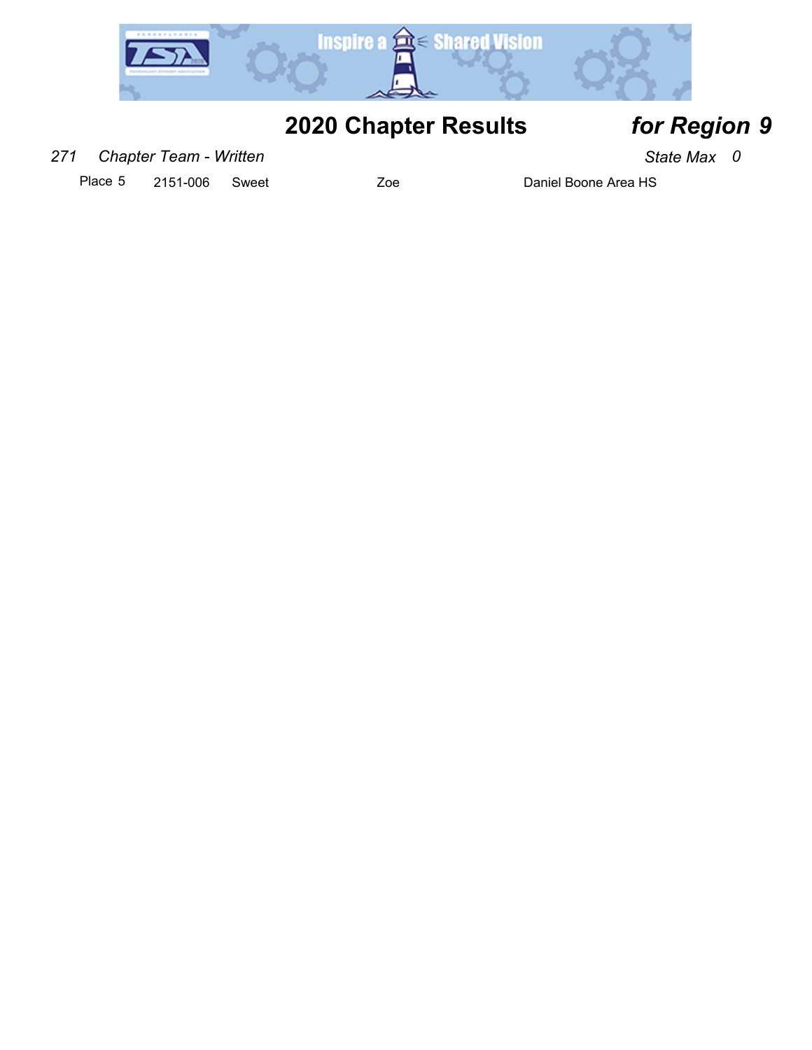# 2020 Chapter Results *for Region 9*

*271 Chapter Team - Written* *State Max 0*

| Place | ID | Last Name | First Name | School |
|---|---|---|---|---|
| Place 5 | 2151-006 | Sweet | Zoe | Daniel Boone Area HS |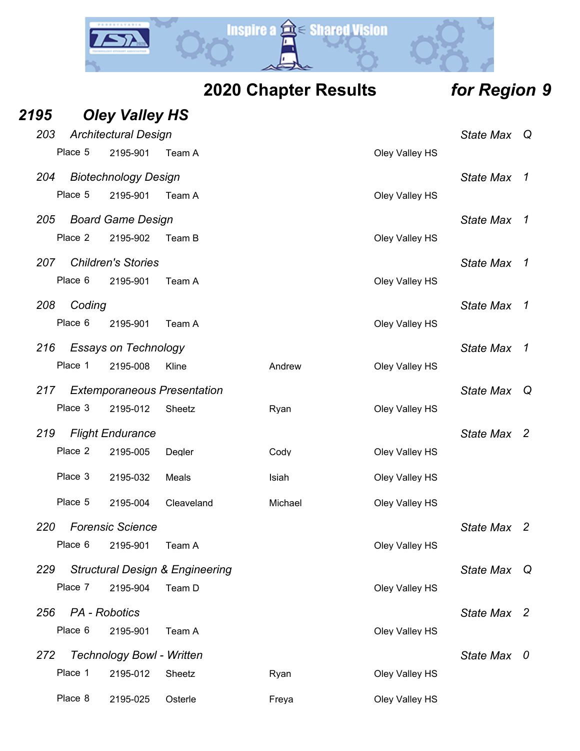# 2020 Chapter Results *for Region 9*

## *2195 Oley Valley HS*

### *203 Architectural Design* — *State Max Q*

| Place | ID | Name | First | School |
|---|---|---|---|---|
| Place 5 | 2195-901 | Team A | | Oley Valley HS |

### *204 Biotechnology Design* — *State Max 1*

| Place | ID | Name | First | School |
|---|---|---|---|---|
| Place 5 | 2195-901 | Team A | | Oley Valley HS |

### *205 Board Game Design* — *State Max 1*

| Place | ID | Name | First | School |
|---|---|---|---|---|
| Place 2 | 2195-902 | Team B | | Oley Valley HS |

### *207 Children's Stories* — *State Max 1*

| Place | ID | Name | First | School |
|---|---|---|---|---|
| Place 6 | 2195-901 | Team A | | Oley Valley HS |

### *208 Coding* — *State Max 1*

| Place | ID | Name | First | School |
|---|---|---|---|---|
| Place 6 | 2195-901 | Team A | | Oley Valley HS |

### *216 Essays on Technology* — *State Max 1*

| Place | ID | Name | First | School |
|---|---|---|---|---|
| Place 1 | 2195-008 | Kline | Andrew | Oley Valley HS |

### *217 Extemporaneous Presentation* — *State Max Q*

| Place | ID | Name | First | School |
|---|---|---|---|---|
| Place 3 | 2195-012 | Sheetz | Ryan | Oley Valley HS |

### *219 Flight Endurance* — *State Max 2*

| Place | ID | Name | First | School |
|---|---|---|---|---|
| Place 2 | 2195-005 | Degler | Cody | Oley Valley HS |
| Place 3 | 2195-032 | Meals | Isiah | Oley Valley HS |
| Place 5 | 2195-004 | Cleaveland | Michael | Oley Valley HS |

### *220 Forensic Science* — *State Max 2*

| Place | ID | Name | First | School |
|---|---|---|---|---|
| Place 6 | 2195-901 | Team A | | Oley Valley HS |

### *229 Structural Design & Engineering* — *State Max Q*

| Place | ID | Name | First | School |
|---|---|---|---|---|
| Place 7 | 2195-904 | Team D | | Oley Valley HS |

### *256 PA - Robotics* — *State Max 2*

| Place | ID | Name | First | School |
|---|---|---|---|---|
| Place 6 | 2195-901 | Team A | | Oley Valley HS |

### *272 Technology Bowl - Written* — *State Max 0*

| Place | ID | Name | First | School |
|---|---|---|---|---|
| Place 1 | 2195-012 | Sheetz | Ryan | Oley Valley HS |
| Place 8 | 2195-025 | Osterle | Freya | Oley Valley HS |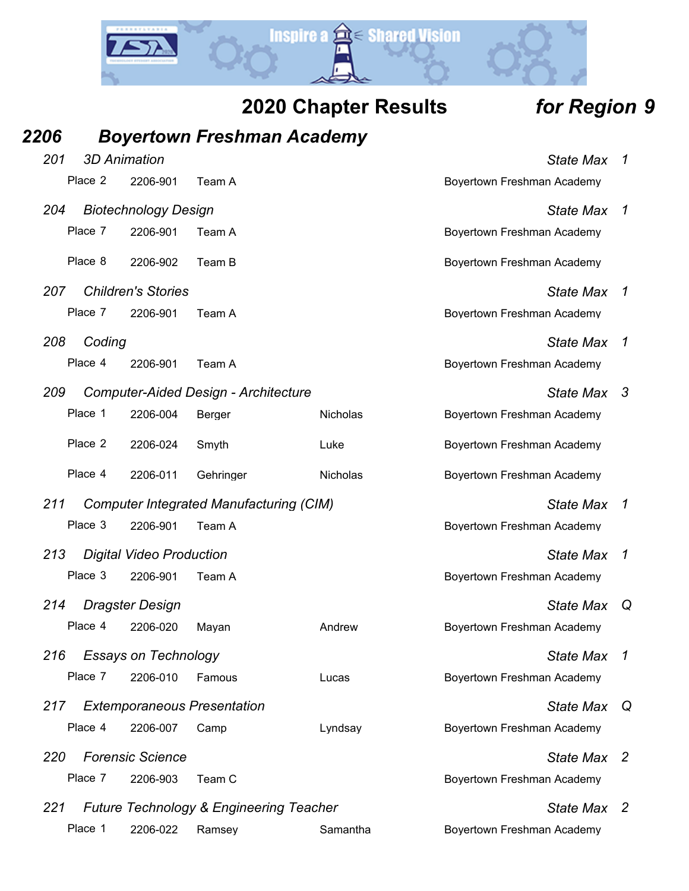# 2020 Chapter Results *for Region 9*

## *2206 Boyertown Freshman Academy*

### *201 3D Animation* — *State Max 1*

| Place | ID | Name | First Name | School |
|---|---|---|---|---|
| Place 2 | 2206-901 | Team A | | Boyertown Freshman Academy |

### *204 Biotechnology Design* — *State Max 1*

| Place | ID | Name | First Name | School |
|---|---|---|---|---|
| Place 7 | 2206-901 | Team A | | Boyertown Freshman Academy |
| Place 8 | 2206-902 | Team B | | Boyertown Freshman Academy |

### *207 Children's Stories* — *State Max 1*

| Place | ID | Name | First Name | School |
|---|---|---|---|---|
| Place 7 | 2206-901 | Team A | | Boyertown Freshman Academy |

### *208 Coding* — *State Max 1*

| Place | ID | Name | First Name | School |
|---|---|---|---|---|
| Place 4 | 2206-901 | Team A | | Boyertown Freshman Academy |

### *209 Computer-Aided Design - Architecture* — *State Max 3*

| Place | ID | Name | First Name | School |
|---|---|---|---|---|
| Place 1 | 2206-004 | Berger | Nicholas | Boyertown Freshman Academy |
| Place 2 | 2206-024 | Smyth | Luke | Boyertown Freshman Academy |
| Place 4 | 2206-011 | Gehringer | Nicholas | Boyertown Freshman Academy |

### *211 Computer Integrated Manufacturing (CIM)* — *State Max 1*

| Place | ID | Name | First Name | School |
|---|---|---|---|---|
| Place 3 | 2206-901 | Team A | | Boyertown Freshman Academy |

### *213 Digital Video Production* — *State Max 1*

| Place | ID | Name | First Name | School |
|---|---|---|---|---|
| Place 3 | 2206-901 | Team A | | Boyertown Freshman Academy |

### *214 Dragster Design* — *State Max Q*

| Place | ID | Name | First Name | School |
|---|---|---|---|---|
| Place 4 | 2206-020 | Mayan | Andrew | Boyertown Freshman Academy |

### *216 Essays on Technology* — *State Max 1*

| Place | ID | Name | First Name | School |
|---|---|---|---|---|
| Place 7 | 2206-010 | Famous | Lucas | Boyertown Freshman Academy |

### *217 Extemporaneous Presentation* — *State Max Q*

| Place | ID | Name | First Name | School |
|---|---|---|---|---|
| Place 4 | 2206-007 | Camp | Lyndsay | Boyertown Freshman Academy |

### *220 Forensic Science* — *State Max 2*

| Place | ID | Name | First Name | School |
|---|---|---|---|---|
| Place 7 | 2206-903 | Team C | | Boyertown Freshman Academy |

### *221 Future Technology & Engineering Teacher* — *State Max 2*

| Place | ID | Name | First Name | School |
|---|---|---|---|---|
| Place 1 | 2206-022 | Ramsey | Samantha | Boyertown Freshman Academy |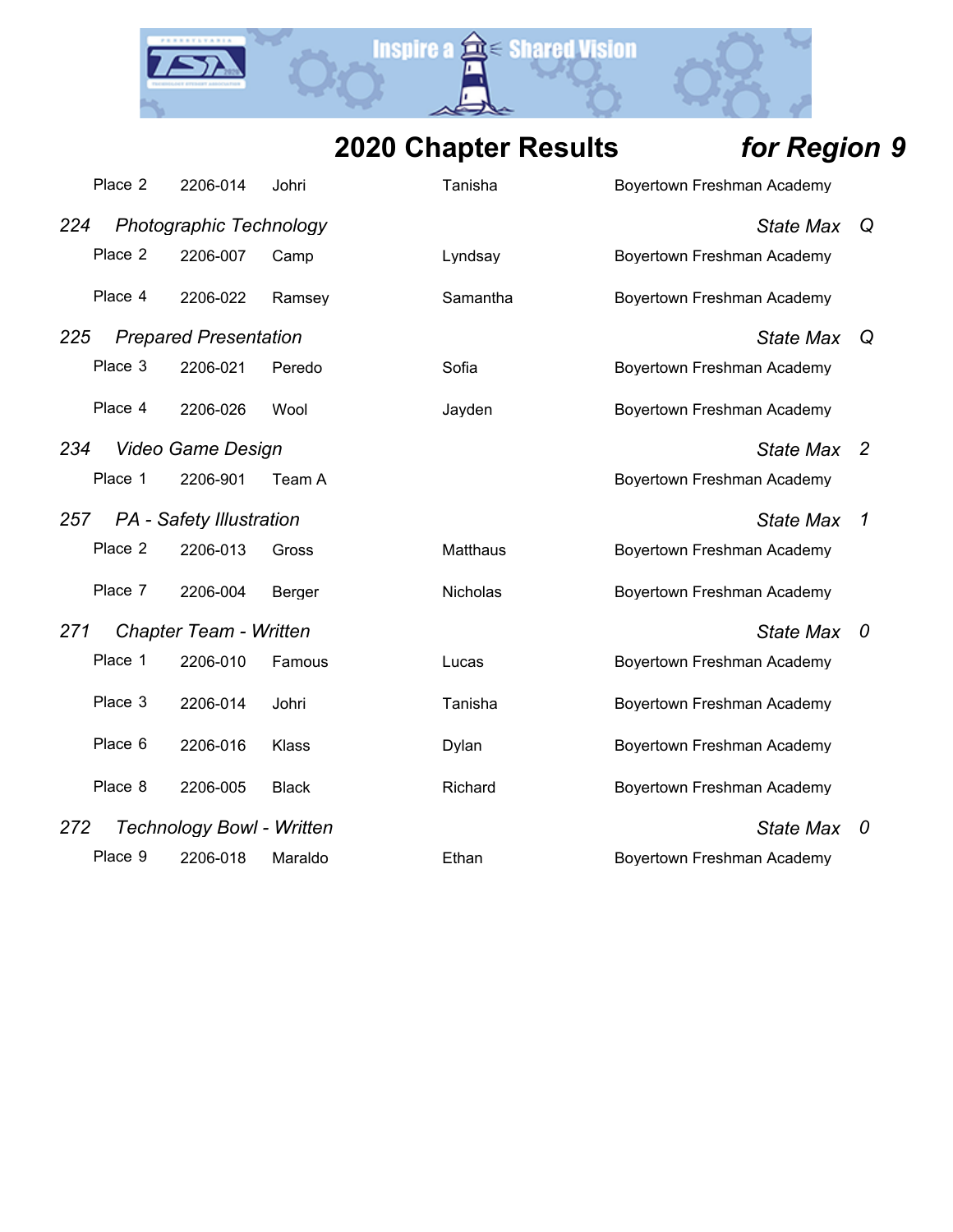# 2020 Chapter Results *for Region 9*

| Place | ID | Last Name | First Name | School |
|---|---|---|---|---|
| Place 2 | 2206-014 | Johri | Tanisha | Boyertown Freshman Academy |

*224 Photographic Technology* — *State Max Q*

| Place | ID | Last Name | First Name | School |
|---|---|---|---|---|
| Place 2 | 2206-007 | Camp | Lyndsay | Boyertown Freshman Academy |
| Place 4 | 2206-022 | Ramsey | Samantha | Boyertown Freshman Academy |

*225 Prepared Presentation* — *State Max Q*

| Place | ID | Last Name | First Name | School |
|---|---|---|---|---|
| Place 3 | 2206-021 | Peredo | Sofia | Boyertown Freshman Academy |
| Place 4 | 2206-026 | Wool | Jayden | Boyertown Freshman Academy |

*234 Video Game Design* — *State Max 2*

| Place | ID | Last Name | First Name | School |
|---|---|---|---|---|
| Place 1 | 2206-901 | Team A | | Boyertown Freshman Academy |

*257 PA - Safety Illustration* — *State Max 1*

| Place | ID | Last Name | First Name | School |
|---|---|---|---|---|
| Place 2 | 2206-013 | Gross | Matthaus | Boyertown Freshman Academy |
| Place 7 | 2206-004 | Berger | Nicholas | Boyertown Freshman Academy |

*271 Chapter Team - Written* — *State Max 0*

| Place | ID | Last Name | First Name | School |
|---|---|---|---|---|
| Place 1 | 2206-010 | Famous | Lucas | Boyertown Freshman Academy |
| Place 3 | 2206-014 | Johri | Tanisha | Boyertown Freshman Academy |
| Place 6 | 2206-016 | Klass | Dylan | Boyertown Freshman Academy |
| Place 8 | 2206-005 | Black | Richard | Boyertown Freshman Academy |

*272 Technology Bowl - Written* — *State Max 0*

| Place | ID | Last Name | First Name | School |
|---|---|---|---|---|
| Place 9 | 2206-018 | Maraldo | Ethan | Boyertown Freshman Academy |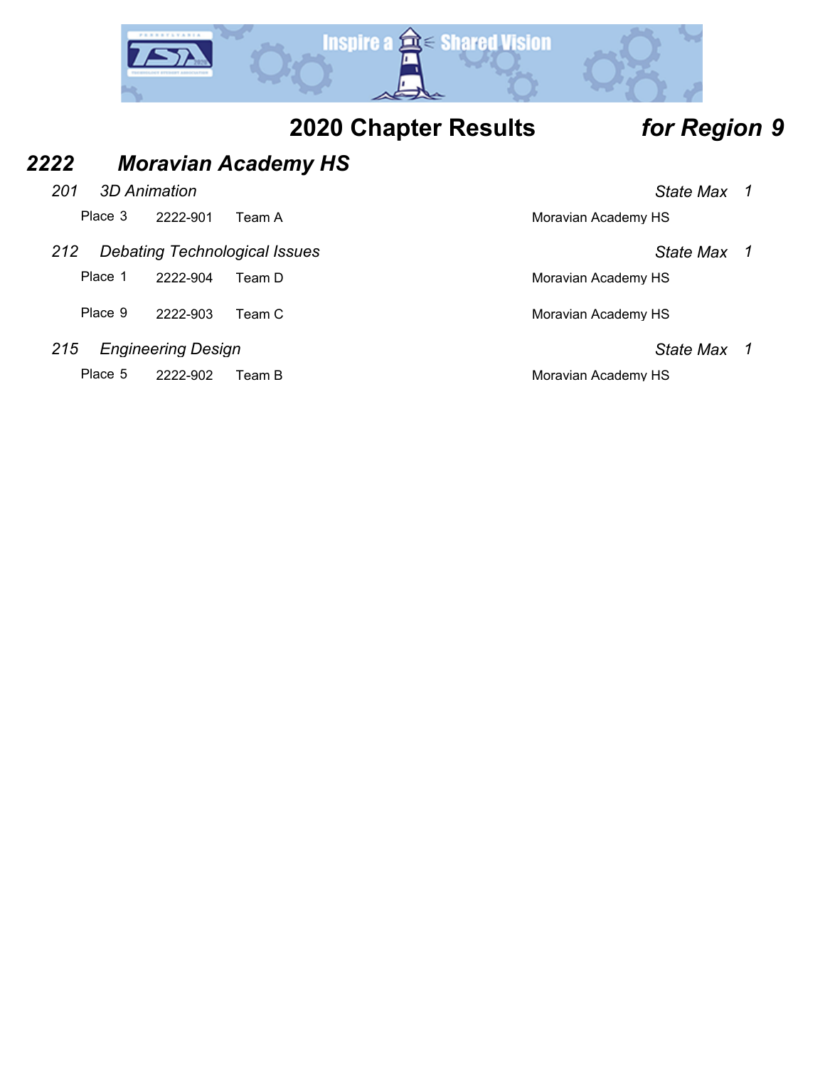# 2020 Chapter Results *for Region 9*

## *2222 Moravian Academy HS*

### *201 3D Animation* — *State Max 1*

| | | | |
|---|---|---|---|
| Place 3 | 2222-901 | Team A | Moravian Academy HS |

### *212 Debating Technological Issues* — *State Max 1*

| | | | |
|---|---|---|---|
| Place 1 | 2222-904 | Team D | Moravian Academy HS |
| Place 9 | 2222-903 | Team C | Moravian Academy HS |

### *215 Engineering Design* — *State Max 1*

| | | | |
|---|---|---|---|
| Place 5 | 2222-902 | Team B | Moravian Academy HS |